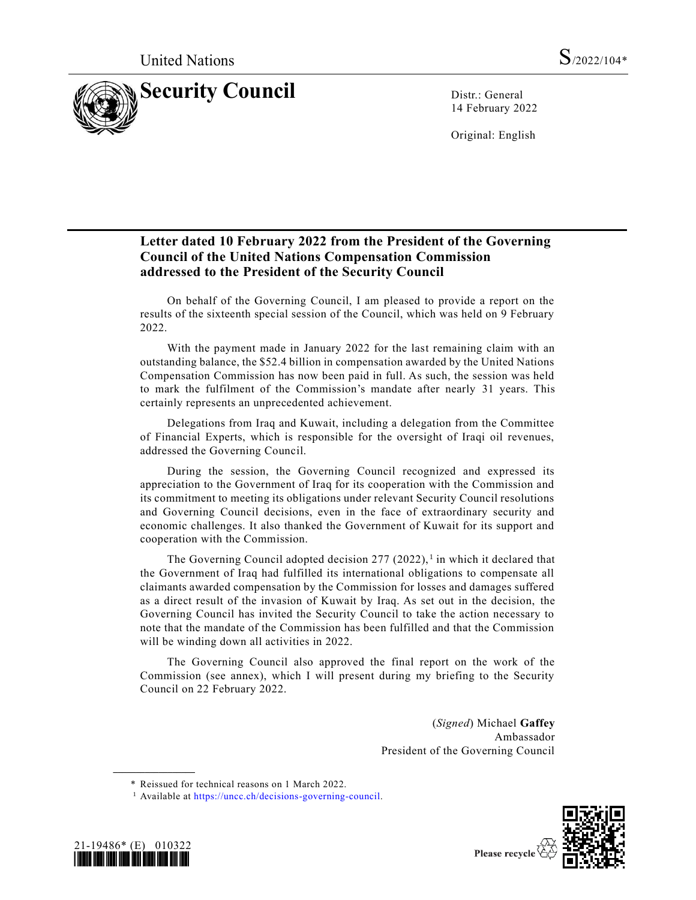United Nations S/2022/104*

# Security Council

Distr.: General
14 February 2022

Original: English

## Letter dated 10 February 2022 from the President of the Governing Council of the United Nations Compensation Commission addressed to the President of the Security Council

On behalf of the Governing Council, I am pleased to provide a report on the results of the sixteenth special session of the Council, which was held on 9 February 2022.

With the payment made in January 2022 for the last remaining claim with an outstanding balance, the $52.4 billion in compensation awarded by the United Nations Compensation Commission has now been paid in full. As such, the session was held to mark the fulfilment of the Commission's mandate after nearly 31 years. This certainly represents an unprecedented achievement.

Delegations from Iraq and Kuwait, including a delegation from the Committee of Financial Experts, which is responsible for the oversight of Iraqi oil revenues, addressed the Governing Council.

During the session, the Governing Council recognized and expressed its appreciation to the Government of Iraq for its cooperation with the Commission and its commitment to meeting its obligations under relevant Security Council resolutions and Governing Council decisions, even in the face of extraordinary security and economic challenges. It also thanked the Government of Kuwait for its support and cooperation with the Commission.

The Governing Council adopted decision 277 (2022),[1] in which it declared that the Government of Iraq had fulfilled its international obligations to compensate all claimants awarded compensation by the Commission for losses and damages suffered as a direct result of the invasion of Kuwait by Iraq. As set out in the decision, the Governing Council has invited the Security Council to take the action necessary to note that the mandate of the Commission has been fulfilled and that the Commission will be winding down all activities in 2022.

The Governing Council also approved the final report on the work of the Commission (see annex), which I will present during my briefing to the Security Council on 22 February 2022.

(*Signed*) Michael **Gaffey**
Ambassador
President of the Governing Council

\* Reissued for technical reasons on 1 March 2022.

[1] Available at https://uncc.ch/decisions-governing-council.

21-19486* (E) 010322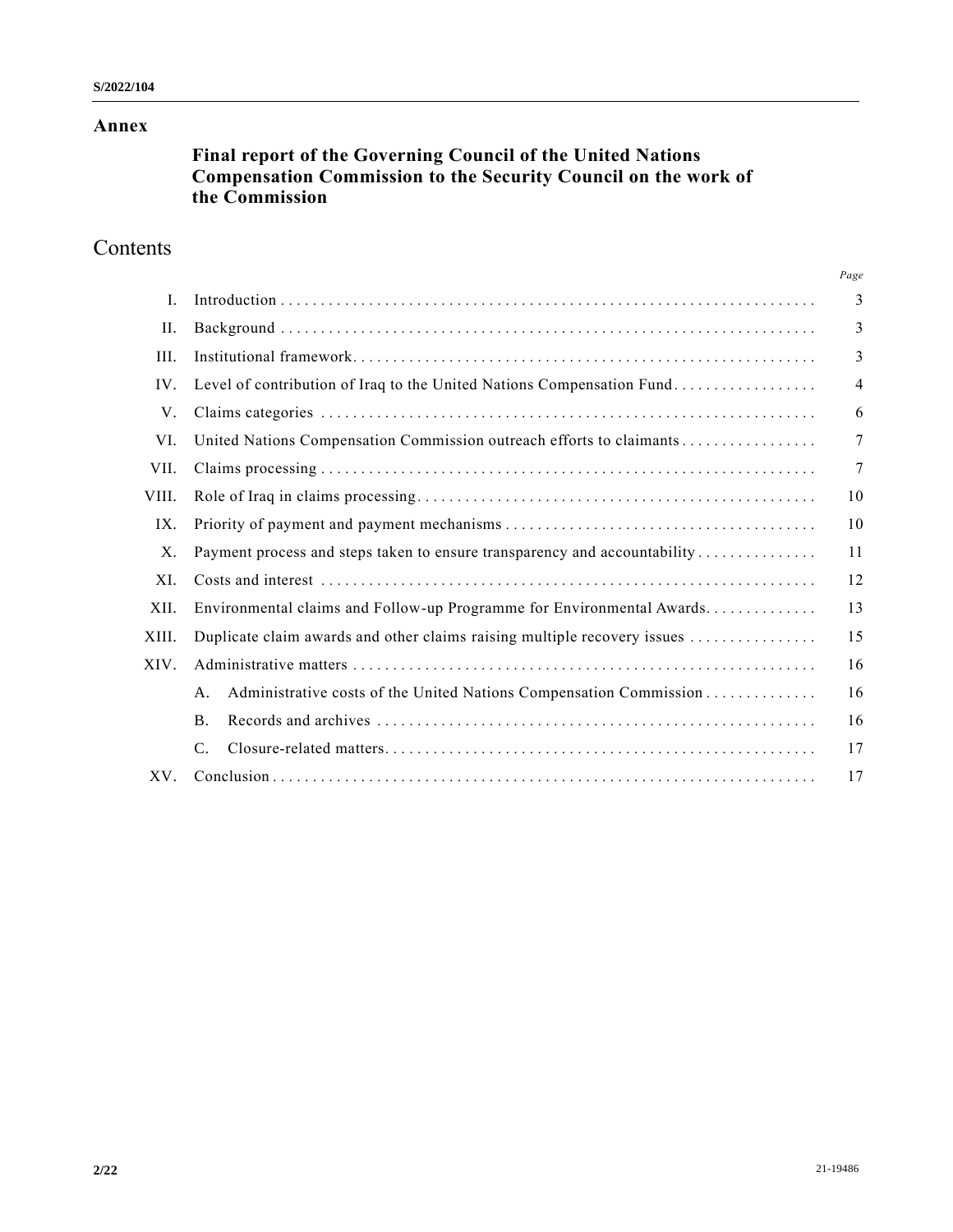## Annex

# Final report of the Governing Council of the United Nations Compensation Commission to the Security Council on the work of the Commission

## Contents

| | | Page |
|---|---|---|
| I. | Introduction | 3 |
| II. | Background | 3 |
| III. | Institutional framework | 3 |
| IV. | Level of contribution of Iraq to the United Nations Compensation Fund | 4 |
| V. | Claims categories | 6 |
| VI. | United Nations Compensation Commission outreach efforts to claimants | 7 |
| VII. | Claims processing | 7 |
| VIII. | Role of Iraq in claims processing | 10 |
| IX. | Priority of payment and payment mechanisms | 10 |
| X. | Payment process and steps taken to ensure transparency and accountability | 11 |
| XI. | Costs and interest | 12 |
| XII. | Environmental claims and Follow-up Programme for Environmental Awards | 13 |
| XIII. | Duplicate claim awards and other claims raising multiple recovery issues | 15 |
| XIV. | Administrative matters | 16 |
| | A. Administrative costs of the United Nations Compensation Commission | 16 |
| | B. Records and archives | 16 |
| | C. Closure-related matters | 17 |
| XV. | Conclusion | 17 |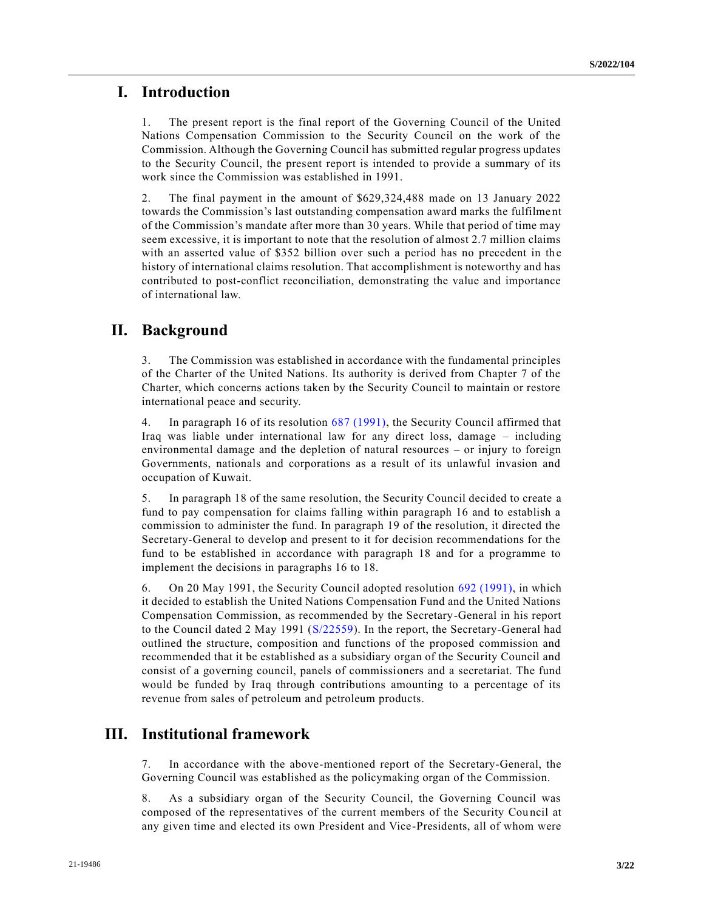# I. Introduction

1. The present report is the final report of the Governing Council of the United Nations Compensation Commission to the Security Council on the work of the Commission. Although the Governing Council has submitted regular progress updates to the Security Council, the present report is intended to provide a summary of its work since the Commission was established in 1991.

2. The final payment in the amount of $629,324,488 made on 13 January 2022 towards the Commission's last outstanding compensation award marks the fulfilment of the Commission's mandate after more than 30 years. While that period of time may seem excessive, it is important to note that the resolution of almost 2.7 million claims with an asserted value of $352 billion over such a period has no precedent in the history of international claims resolution. That accomplishment is noteworthy and has contributed to post-conflict reconciliation, demonstrating the value and importance of international law.

# II. Background

3. The Commission was established in accordance with the fundamental principles of the Charter of the United Nations. Its authority is derived from Chapter 7 of the Charter, which concerns actions taken by the Security Council to maintain or restore international peace and security.

4. In paragraph 16 of its resolution 687 (1991), the Security Council affirmed that Iraq was liable under international law for any direct loss, damage – including environmental damage and the depletion of natural resources – or injury to foreign Governments, nationals and corporations as a result of its unlawful invasion and occupation of Kuwait.

5. In paragraph 18 of the same resolution, the Security Council decided to create a fund to pay compensation for claims falling within paragraph 16 and to establish a commission to administer the fund. In paragraph 19 of the resolution, it directed the Secretary-General to develop and present to it for decision recommendations for the fund to be established in accordance with paragraph 18 and for a programme to implement the decisions in paragraphs 16 to 18.

6. On 20 May 1991, the Security Council adopted resolution 692 (1991), in which it decided to establish the United Nations Compensation Fund and the United Nations Compensation Commission, as recommended by the Secretary-General in his report to the Council dated 2 May 1991 (S/22559). In the report, the Secretary-General had outlined the structure, composition and functions of the proposed commission and recommended that it be established as a subsidiary organ of the Security Council and consist of a governing council, panels of commissioners and a secretariat. The fund would be funded by Iraq through contributions amounting to a percentage of its revenue from sales of petroleum and petroleum products.

# III. Institutional framework

7. In accordance with the above-mentioned report of the Secretary-General, the Governing Council was established as the policymaking organ of the Commission.

8. As a subsidiary organ of the Security Council, the Governing Council was composed of the representatives of the current members of the Security Council at any given time and elected its own President and Vice-Presidents, all of whom were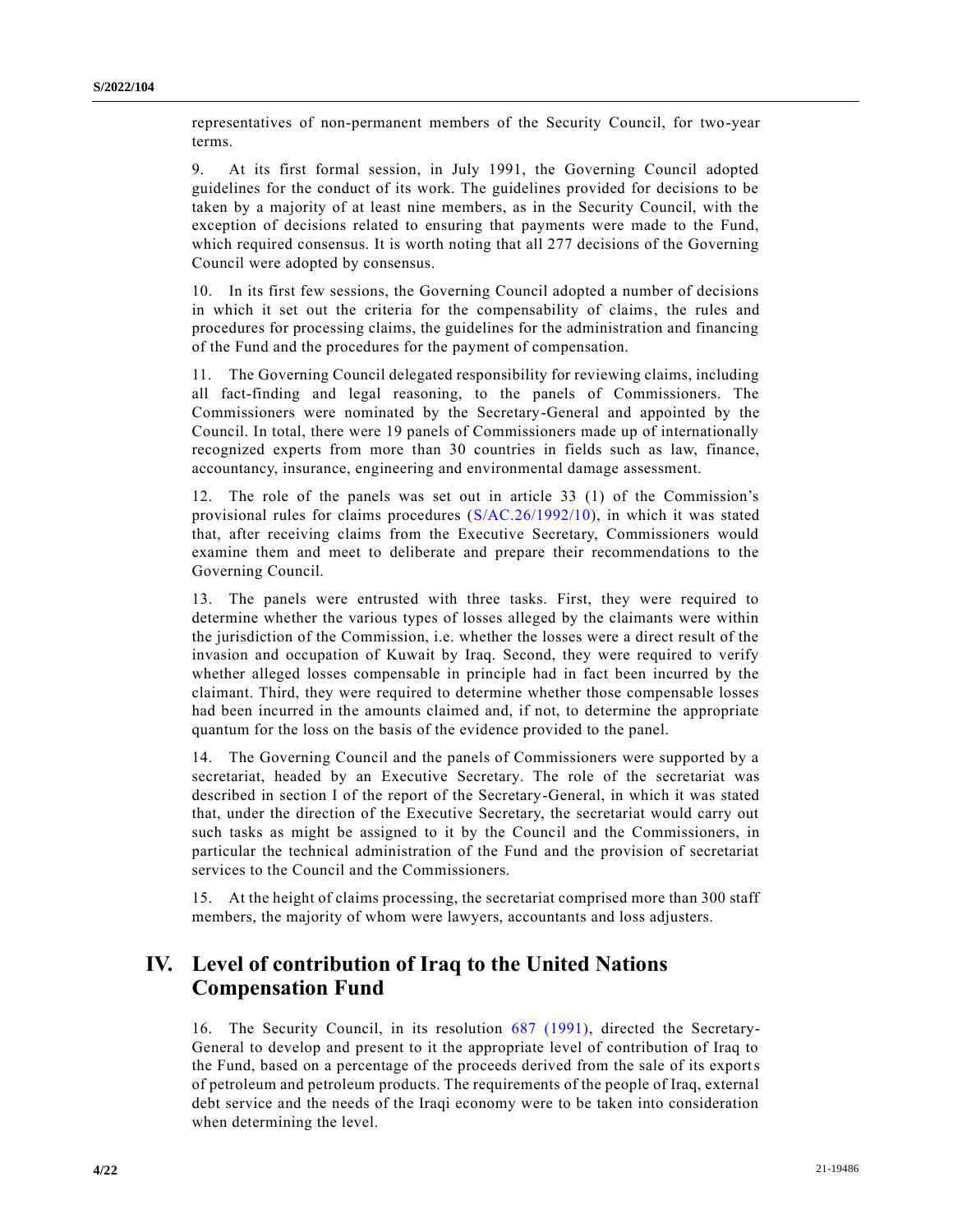representatives of non-permanent members of the Security Council, for two-year terms.

9. At its first formal session, in July 1991, the Governing Council adopted guidelines for the conduct of its work. The guidelines provided for decisions to be taken by a majority of at least nine members, as in the Security Council, with the exception of decisions related to ensuring that payments were made to the Fund, which required consensus. It is worth noting that all 277 decisions of the Governing Council were adopted by consensus.

10. In its first few sessions, the Governing Council adopted a number of decisions in which it set out the criteria for the compensability of claims, the rules and procedures for processing claims, the guidelines for the administration and financing of the Fund and the procedures for the payment of compensation.

11. The Governing Council delegated responsibility for reviewing claims, including all fact-finding and legal reasoning, to the panels of Commissioners. The Commissioners were nominated by the Secretary-General and appointed by the Council. In total, there were 19 panels of Commissioners made up of internationally recognized experts from more than 30 countries in fields such as law, finance, accountancy, insurance, engineering and environmental damage assessment.

12. The role of the panels was set out in article 33 (1) of the Commission's provisional rules for claims procedures (S/AC.26/1992/10), in which it was stated that, after receiving claims from the Executive Secretary, Commissioners would examine them and meet to deliberate and prepare their recommendations to the Governing Council.

13. The panels were entrusted with three tasks. First, they were required to determine whether the various types of losses alleged by the claimants were within the jurisdiction of the Commission, i.e. whether the losses were a direct result of the invasion and occupation of Kuwait by Iraq. Second, they were required to verify whether alleged losses compensable in principle had in fact been incurred by the claimant. Third, they were required to determine whether those compensable losses had been incurred in the amounts claimed and, if not, to determine the appropriate quantum for the loss on the basis of the evidence provided to the panel.

14. The Governing Council and the panels of Commissioners were supported by a secretariat, headed by an Executive Secretary. The role of the secretariat was described in section I of the report of the Secretary-General, in which it was stated that, under the direction of the Executive Secretary, the secretariat would carry out such tasks as might be assigned to it by the Council and the Commissioners, in particular the technical administration of the Fund and the provision of secretariat services to the Council and the Commissioners.

15. At the height of claims processing, the secretariat comprised more than 300 staff members, the majority of whom were lawyers, accountants and loss adjusters.

# IV. Level of contribution of Iraq to the United Nations Compensation Fund

16. The Security Council, in its resolution 687 (1991), directed the Secretary-General to develop and present to it the appropriate level of contribution of Iraq to the Fund, based on a percentage of the proceeds derived from the sale of its exports of petroleum and petroleum products. The requirements of the people of Iraq, external debt service and the needs of the Iraqi economy were to be taken into consideration when determining the level.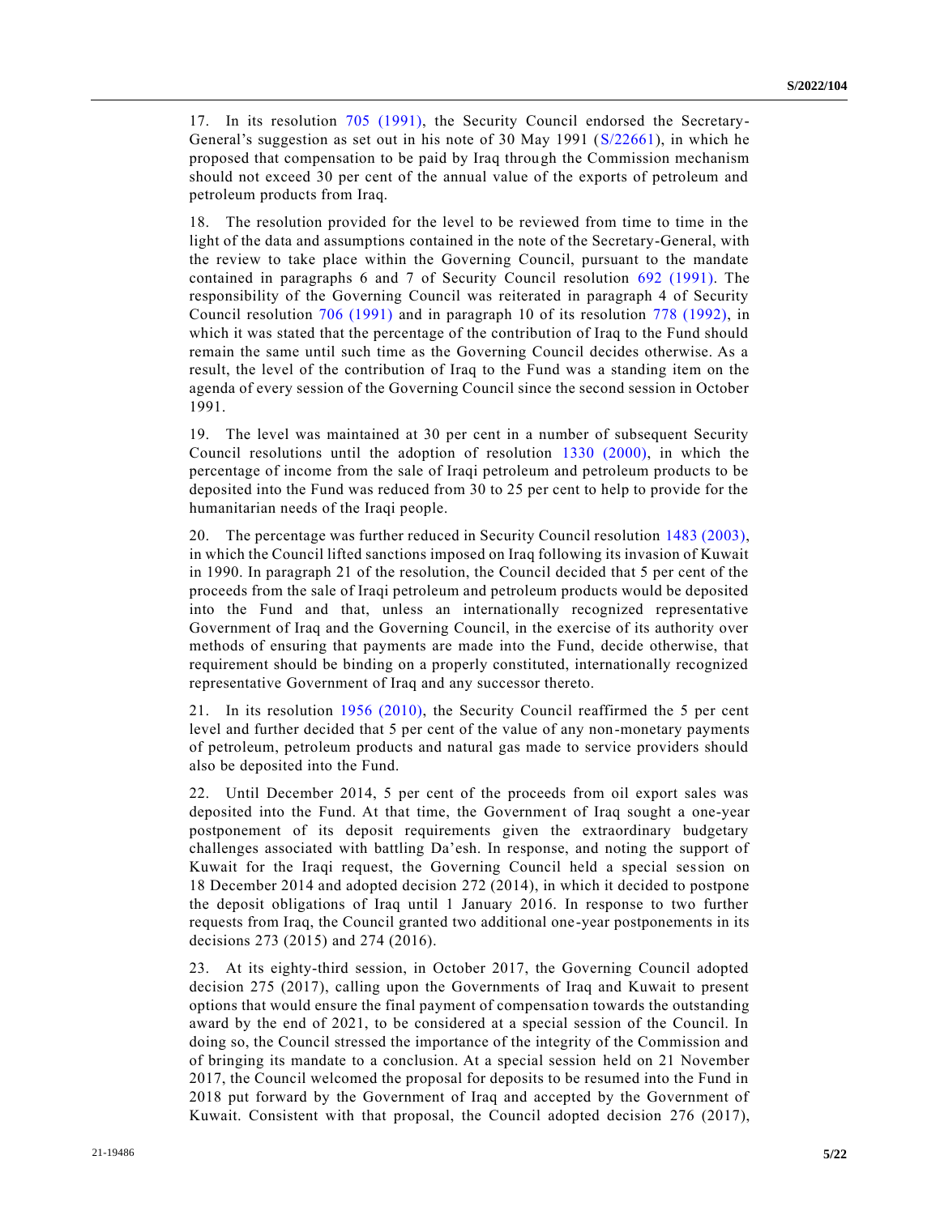17. In its resolution 705 (1991), the Security Council endorsed the Secretary-General's suggestion as set out in his note of 30 May 1991 (S/22661), in which he proposed that compensation to be paid by Iraq through the Commission mechanism should not exceed 30 per cent of the annual value of the exports of petroleum and petroleum products from Iraq.

18. The resolution provided for the level to be reviewed from time to time in the light of the data and assumptions contained in the note of the Secretary-General, with the review to take place within the Governing Council, pursuant to the mandate contained in paragraphs 6 and 7 of Security Council resolution 692 (1991). The responsibility of the Governing Council was reiterated in paragraph 4 of Security Council resolution 706 (1991) and in paragraph 10 of its resolution 778 (1992), in which it was stated that the percentage of the contribution of Iraq to the Fund should remain the same until such time as the Governing Council decides otherwise. As a result, the level of the contribution of Iraq to the Fund was a standing item on the agenda of every session of the Governing Council since the second session in October 1991.

19. The level was maintained at 30 per cent in a number of subsequent Security Council resolutions until the adoption of resolution 1330 (2000), in which the percentage of income from the sale of Iraqi petroleum and petroleum products to be deposited into the Fund was reduced from 30 to 25 per cent to help to provide for the humanitarian needs of the Iraqi people.

20. The percentage was further reduced in Security Council resolution 1483 (2003), in which the Council lifted sanctions imposed on Iraq following its invasion of Kuwait in 1990. In paragraph 21 of the resolution, the Council decided that 5 per cent of the proceeds from the sale of Iraqi petroleum and petroleum products would be deposited into the Fund and that, unless an internationally recognized representative Government of Iraq and the Governing Council, in the exercise of its authority over methods of ensuring that payments are made into the Fund, decide otherwise, that requirement should be binding on a properly constituted, internationally recognized representative Government of Iraq and any successor thereto.

21. In its resolution 1956 (2010), the Security Council reaffirmed the 5 per cent level and further decided that 5 per cent of the value of any non-monetary payments of petroleum, petroleum products and natural gas made to service providers should also be deposited into the Fund.

22. Until December 2014, 5 per cent of the proceeds from oil export sales was deposited into the Fund. At that time, the Government of Iraq sought a one-year postponement of its deposit requirements given the extraordinary budgetary challenges associated with battling Da'esh. In response, and noting the support of Kuwait for the Iraqi request, the Governing Council held a special session on 18 December 2014 and adopted decision 272 (2014), in which it decided to postpone the deposit obligations of Iraq until 1 January 2016. In response to two further requests from Iraq, the Council granted two additional one-year postponements in its decisions 273 (2015) and 274 (2016).

23. At its eighty-third session, in October 2017, the Governing Council adopted decision 275 (2017), calling upon the Governments of Iraq and Kuwait to present options that would ensure the final payment of compensation towards the outstanding award by the end of 2021, to be considered at a special session of the Council. In doing so, the Council stressed the importance of the integrity of the Commission and of bringing its mandate to a conclusion. At a special session held on 21 November 2017, the Council welcomed the proposal for deposits to be resumed into the Fund in 2018 put forward by the Government of Iraq and accepted by the Government of Kuwait. Consistent with that proposal, the Council adopted decision 276 (2017),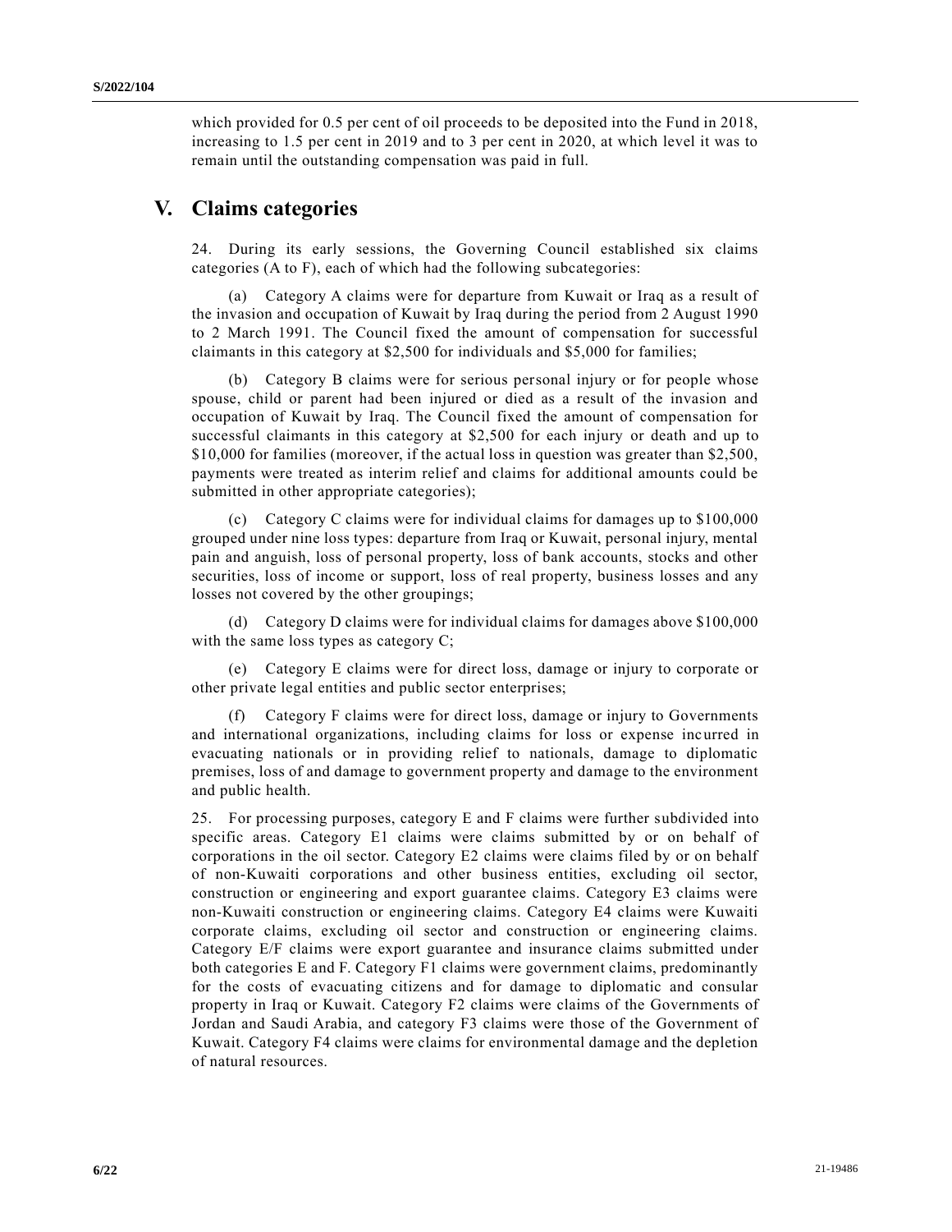which provided for 0.5 per cent of oil proceeds to be deposited into the Fund in 2018, increasing to 1.5 per cent in 2019 and to 3 per cent in 2020, at which level it was to remain until the outstanding compensation was paid in full.

# V. Claims categories

24. During its early sessions, the Governing Council established six claims categories (A to F), each of which had the following subcategories:

(a) Category A claims were for departure from Kuwait or Iraq as a result of the invasion and occupation of Kuwait by Iraq during the period from 2 August 1990 to 2 March 1991. The Council fixed the amount of compensation for successful claimants in this category at $2,500 for individuals and $5,000 for families;

(b) Category B claims were for serious personal injury or for people whose spouse, child or parent had been injured or died as a result of the invasion and occupation of Kuwait by Iraq. The Council fixed the amount of compensation for successful claimants in this category at $2,500 for each injury or death and up to $10,000 for families (moreover, if the actual loss in question was greater than $2,500, payments were treated as interim relief and claims for additional amounts could be submitted in other appropriate categories);

(c) Category C claims were for individual claims for damages up to $100,000 grouped under nine loss types: departure from Iraq or Kuwait, personal injury, mental pain and anguish, loss of personal property, loss of bank accounts, stocks and other securities, loss of income or support, loss of real property, business losses and any losses not covered by the other groupings;

(d) Category D claims were for individual claims for damages above $100,000 with the same loss types as category C;

(e) Category E claims were for direct loss, damage or injury to corporate or other private legal entities and public sector enterprises;

(f) Category F claims were for direct loss, damage or injury to Governments and international organizations, including claims for loss or expense incurred in evacuating nationals or in providing relief to nationals, damage to diplomatic premises, loss of and damage to government property and damage to the environment and public health.

25. For processing purposes, category E and F claims were further subdivided into specific areas. Category E1 claims were claims submitted by or on behalf of corporations in the oil sector. Category E2 claims were claims filed by or on behalf of non-Kuwaiti corporations and other business entities, excluding oil sector, construction or engineering and export guarantee claims. Category E3 claims were non-Kuwaiti construction or engineering claims. Category E4 claims were Kuwaiti corporate claims, excluding oil sector and construction or engineering claims. Category E/F claims were export guarantee and insurance claims submitted under both categories E and F. Category F1 claims were government claims, predominantly for the costs of evacuating citizens and for damage to diplomatic and consular property in Iraq or Kuwait. Category F2 claims were claims of the Governments of Jordan and Saudi Arabia, and category F3 claims were those of the Government of Kuwait. Category F4 claims were claims for environmental damage and the depletion of natural resources.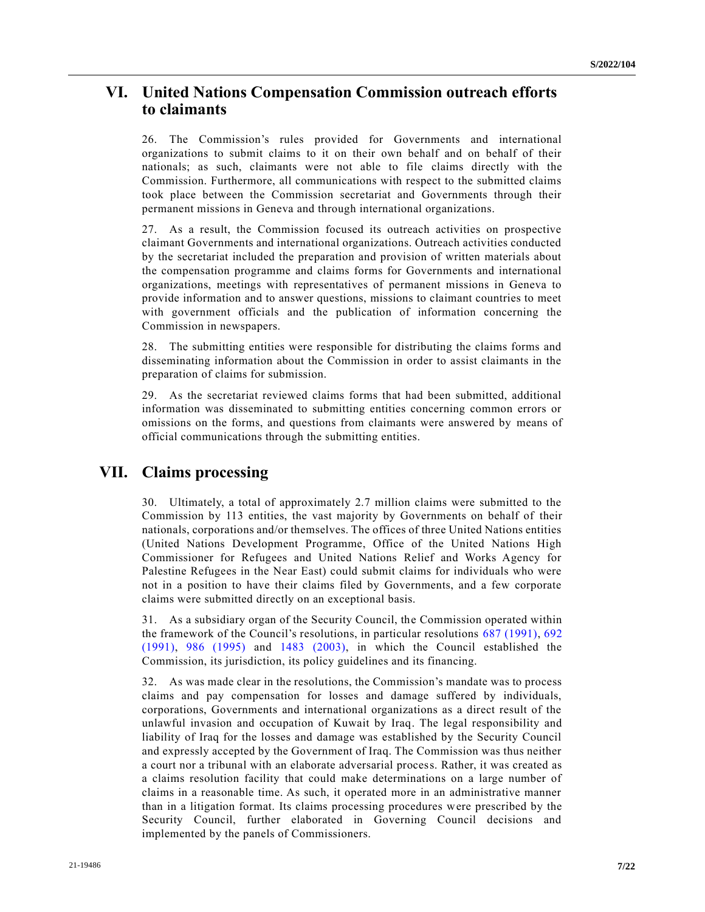## VI. United Nations Compensation Commission outreach efforts to claimants

26. The Commission's rules provided for Governments and international organizations to submit claims to it on their own behalf and on behalf of their nationals; as such, claimants were not able to file claims directly with the Commission. Furthermore, all communications with respect to the submitted claims took place between the Commission secretariat and Governments through their permanent missions in Geneva and through international organizations.

27. As a result, the Commission focused its outreach activities on prospective claimant Governments and international organizations. Outreach activities conducted by the secretariat included the preparation and provision of written materials about the compensation programme and claims forms for Governments and international organizations, meetings with representatives of permanent missions in Geneva to provide information and to answer questions, missions to claimant countries to meet with government officials and the publication of information concerning the Commission in newspapers.

28. The submitting entities were responsible for distributing the claims forms and disseminating information about the Commission in order to assist claimants in the preparation of claims for submission.

29. As the secretariat reviewed claims forms that had been submitted, additional information was disseminated to submitting entities concerning common errors or omissions on the forms, and questions from claimants were answered by means of official communications through the submitting entities.

## VII. Claims processing

30. Ultimately, a total of approximately 2.7 million claims were submitted to the Commission by 113 entities, the vast majority by Governments on behalf of their nationals, corporations and/or themselves. The offices of three United Nations entities (United Nations Development Programme, Office of the United Nations High Commissioner for Refugees and United Nations Relief and Works Agency for Palestine Refugees in the Near East) could submit claims for individuals who were not in a position to have their claims filed by Governments, and a few corporate claims were submitted directly on an exceptional basis.

31. As a subsidiary organ of the Security Council, the Commission operated within the framework of the Council's resolutions, in particular resolutions 687 (1991), 692 (1991), 986 (1995) and 1483 (2003), in which the Council established the Commission, its jurisdiction, its policy guidelines and its financing.

32. As was made clear in the resolutions, the Commission's mandate was to process claims and pay compensation for losses and damage suffered by individuals, corporations, Governments and international organizations as a direct result of the unlawful invasion and occupation of Kuwait by Iraq. The legal responsibility and liability of Iraq for the losses and damage was established by the Security Council and expressly accepted by the Government of Iraq. The Commission was thus neither a court nor a tribunal with an elaborate adversarial process. Rather, it was created as a claims resolution facility that could make determinations on a large number of claims in a reasonable time. As such, it operated more in an administrative manner than in a litigation format. Its claims processing procedures were prescribed by the Security Council, further elaborated in Governing Council decisions and implemented by the panels of Commissioners.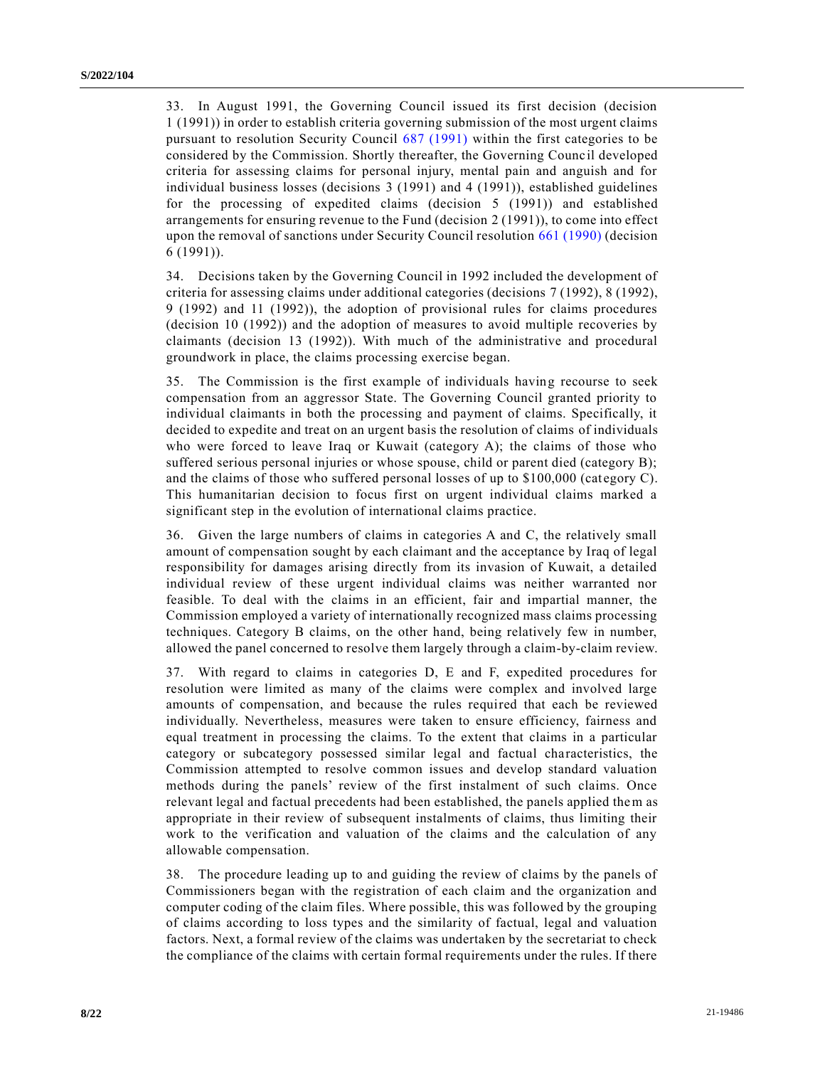33. In August 1991, the Governing Council issued its first decision (decision 1 (1991)) in order to establish criteria governing submission of the most urgent claims pursuant to resolution Security Council 687 (1991) within the first categories to be considered by the Commission. Shortly thereafter, the Governing Council developed criteria for assessing claims for personal injury, mental pain and anguish and for individual business losses (decisions 3 (1991) and 4 (1991)), established guidelines for the processing of expedited claims (decision 5 (1991)) and established arrangements for ensuring revenue to the Fund (decision 2 (1991)), to come into effect upon the removal of sanctions under Security Council resolution 661 (1990) (decision 6 (1991)).

34. Decisions taken by the Governing Council in 1992 included the development of criteria for assessing claims under additional categories (decisions 7 (1992), 8 (1992), 9 (1992) and 11 (1992)), the adoption of provisional rules for claims procedures (decision 10 (1992)) and the adoption of measures to avoid multiple recoveries by claimants (decision 13 (1992)). With much of the administrative and procedural groundwork in place, the claims processing exercise began.

35. The Commission is the first example of individuals having recourse to seek compensation from an aggressor State. The Governing Council granted priority to individual claimants in both the processing and payment of claims. Specifically, it decided to expedite and treat on an urgent basis the resolution of claims of individuals who were forced to leave Iraq or Kuwait (category A); the claims of those who suffered serious personal injuries or whose spouse, child or parent died (category B); and the claims of those who suffered personal losses of up to $100,000 (category C). This humanitarian decision to focus first on urgent individual claims marked a significant step in the evolution of international claims practice.

36. Given the large numbers of claims in categories A and C, the relatively small amount of compensation sought by each claimant and the acceptance by Iraq of legal responsibility for damages arising directly from its invasion of Kuwait, a detailed individual review of these urgent individual claims was neither warranted nor feasible. To deal with the claims in an efficient, fair and impartial manner, the Commission employed a variety of internationally recognized mass claims processing techniques. Category B claims, on the other hand, being relatively few in number, allowed the panel concerned to resolve them largely through a claim-by-claim review.

37. With regard to claims in categories D, E and F, expedited procedures for resolution were limited as many of the claims were complex and involved large amounts of compensation, and because the rules required that each be reviewed individually. Nevertheless, measures were taken to ensure efficiency, fairness and equal treatment in processing the claims. To the extent that claims in a particular category or subcategory possessed similar legal and factual characteristics, the Commission attempted to resolve common issues and develop standard valuation methods during the panels' review of the first instalment of such claims. Once relevant legal and factual precedents had been established, the panels applied them as appropriate in their review of subsequent instalments of claims, thus limiting their work to the verification and valuation of the claims and the calculation of any allowable compensation.

38. The procedure leading up to and guiding the review of claims by the panels of Commissioners began with the registration of each claim and the organization and computer coding of the claim files. Where possible, this was followed by the grouping of claims according to loss types and the similarity of factual, legal and valuation factors. Next, a formal review of the claims was undertaken by the secretariat to check the compliance of the claims with certain formal requirements under the rules. If there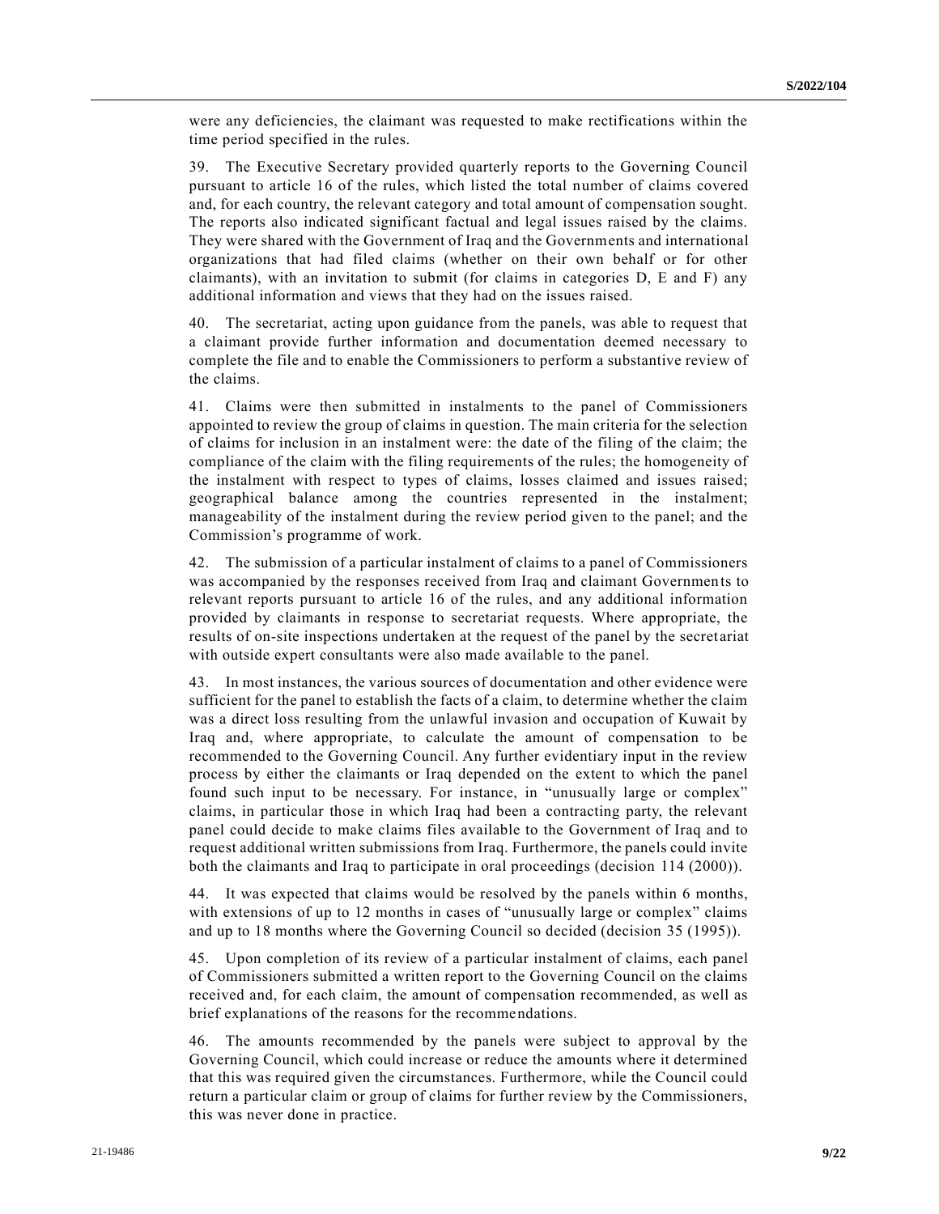were any deficiencies, the claimant was requested to make rectifications within the time period specified in the rules.

39. The Executive Secretary provided quarterly reports to the Governing Council pursuant to article 16 of the rules, which listed the total number of claims covered and, for each country, the relevant category and total amount of compensation sought. The reports also indicated significant factual and legal issues raised by the claims. They were shared with the Government of Iraq and the Governments and international organizations that had filed claims (whether on their own behalf or for other claimants), with an invitation to submit (for claims in categories D, E and F) any additional information and views that they had on the issues raised.

40. The secretariat, acting upon guidance from the panels, was able to request that a claimant provide further information and documentation deemed necessary to complete the file and to enable the Commissioners to perform a substantive review of the claims.

41. Claims were then submitted in instalments to the panel of Commissioners appointed to review the group of claims in question. The main criteria for the selection of claims for inclusion in an instalment were: the date of the filing of the claim; the compliance of the claim with the filing requirements of the rules; the homogeneity of the instalment with respect to types of claims, losses claimed and issues raised; geographical balance among the countries represented in the instalment; manageability of the instalment during the review period given to the panel; and the Commission's programme of work.

42. The submission of a particular instalment of claims to a panel of Commissioners was accompanied by the responses received from Iraq and claimant Governments to relevant reports pursuant to article 16 of the rules, and any additional information provided by claimants in response to secretariat requests. Where appropriate, the results of on-site inspections undertaken at the request of the panel by the secretariat with outside expert consultants were also made available to the panel.

43. In most instances, the various sources of documentation and other evidence were sufficient for the panel to establish the facts of a claim, to determine whether the claim was a direct loss resulting from the unlawful invasion and occupation of Kuwait by Iraq and, where appropriate, to calculate the amount of compensation to be recommended to the Governing Council. Any further evidentiary input in the review process by either the claimants or Iraq depended on the extent to which the panel found such input to be necessary. For instance, in "unusually large or complex" claims, in particular those in which Iraq had been a contracting party, the relevant panel could decide to make claims files available to the Government of Iraq and to request additional written submissions from Iraq. Furthermore, the panels could invite both the claimants and Iraq to participate in oral proceedings (decision 114 (2000)).

44. It was expected that claims would be resolved by the panels within 6 months, with extensions of up to 12 months in cases of "unusually large or complex" claims and up to 18 months where the Governing Council so decided (decision 35 (1995)).

45. Upon completion of its review of a particular instalment of claims, each panel of Commissioners submitted a written report to the Governing Council on the claims received and, for each claim, the amount of compensation recommended, as well as brief explanations of the reasons for the recommendations.

46. The amounts recommended by the panels were subject to approval by the Governing Council, which could increase or reduce the amounts where it determined that this was required given the circumstances. Furthermore, while the Council could return a particular claim or group of claims for further review by the Commissioners, this was never done in practice.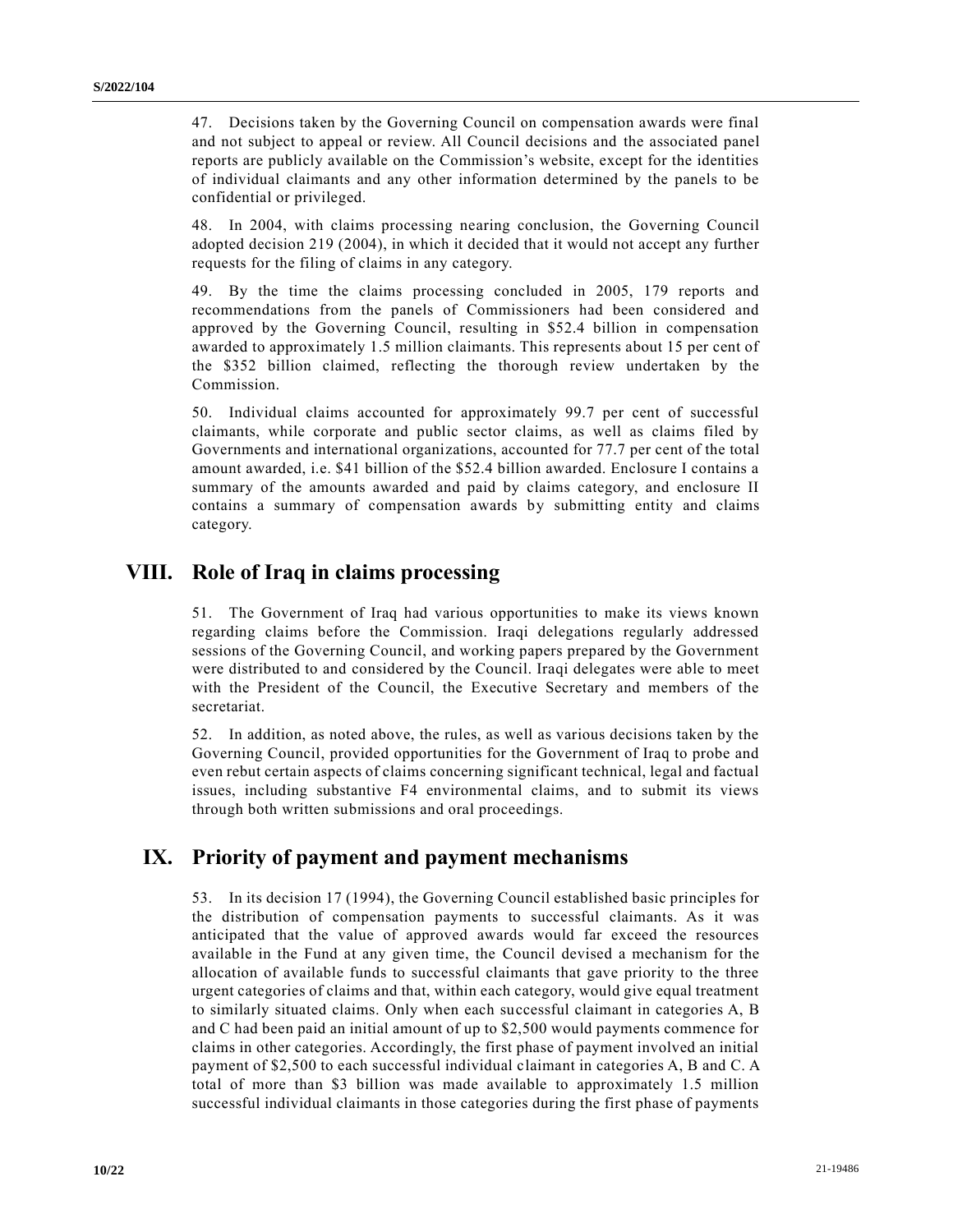47. Decisions taken by the Governing Council on compensation awards were final and not subject to appeal or review. All Council decisions and the associated panel reports are publicly available on the Commission's website, except for the identities of individual claimants and any other information determined by the panels to be confidential or privileged.

48. In 2004, with claims processing nearing conclusion, the Governing Council adopted decision 219 (2004), in which it decided that it would not accept any further requests for the filing of claims in any category.

49. By the time the claims processing concluded in 2005, 179 reports and recommendations from the panels of Commissioners had been considered and approved by the Governing Council, resulting in $52.4 billion in compensation awarded to approximately 1.5 million claimants. This represents about 15 per cent of the $352 billion claimed, reflecting the thorough review undertaken by the Commission.

50. Individual claims accounted for approximately 99.7 per cent of successful claimants, while corporate and public sector claims, as well as claims filed by Governments and international organizations, accounted for 77.7 per cent of the total amount awarded, i.e. $41 billion of the $52.4 billion awarded. Enclosure I contains a summary of the amounts awarded and paid by claims category, and enclosure II contains a summary of compensation awards by submitting entity and claims category.

## VIII. Role of Iraq in claims processing

51. The Government of Iraq had various opportunities to make its views known regarding claims before the Commission. Iraqi delegations regularly addressed sessions of the Governing Council, and working papers prepared by the Government were distributed to and considered by the Council. Iraqi delegates were able to meet with the President of the Council, the Executive Secretary and members of the secretariat.

52. In addition, as noted above, the rules, as well as various decisions taken by the Governing Council, provided opportunities for the Government of Iraq to probe and even rebut certain aspects of claims concerning significant technical, legal and factual issues, including substantive F4 environmental claims, and to submit its views through both written submissions and oral proceedings.

## IX. Priority of payment and payment mechanisms

53. In its decision 17 (1994), the Governing Council established basic principles for the distribution of compensation payments to successful claimants. As it was anticipated that the value of approved awards would far exceed the resources available in the Fund at any given time, the Council devised a mechanism for the allocation of available funds to successful claimants that gave priority to the three urgent categories of claims and that, within each category, would give equal treatment to similarly situated claims. Only when each successful claimant in categories A, B and C had been paid an initial amount of up to $2,500 would payments commence for claims in other categories. Accordingly, the first phase of payment involved an initial payment of $2,500 to each successful individual claimant in categories A, B and C. A total of more than $3 billion was made available to approximately 1.5 million successful individual claimants in those categories during the first phase of payments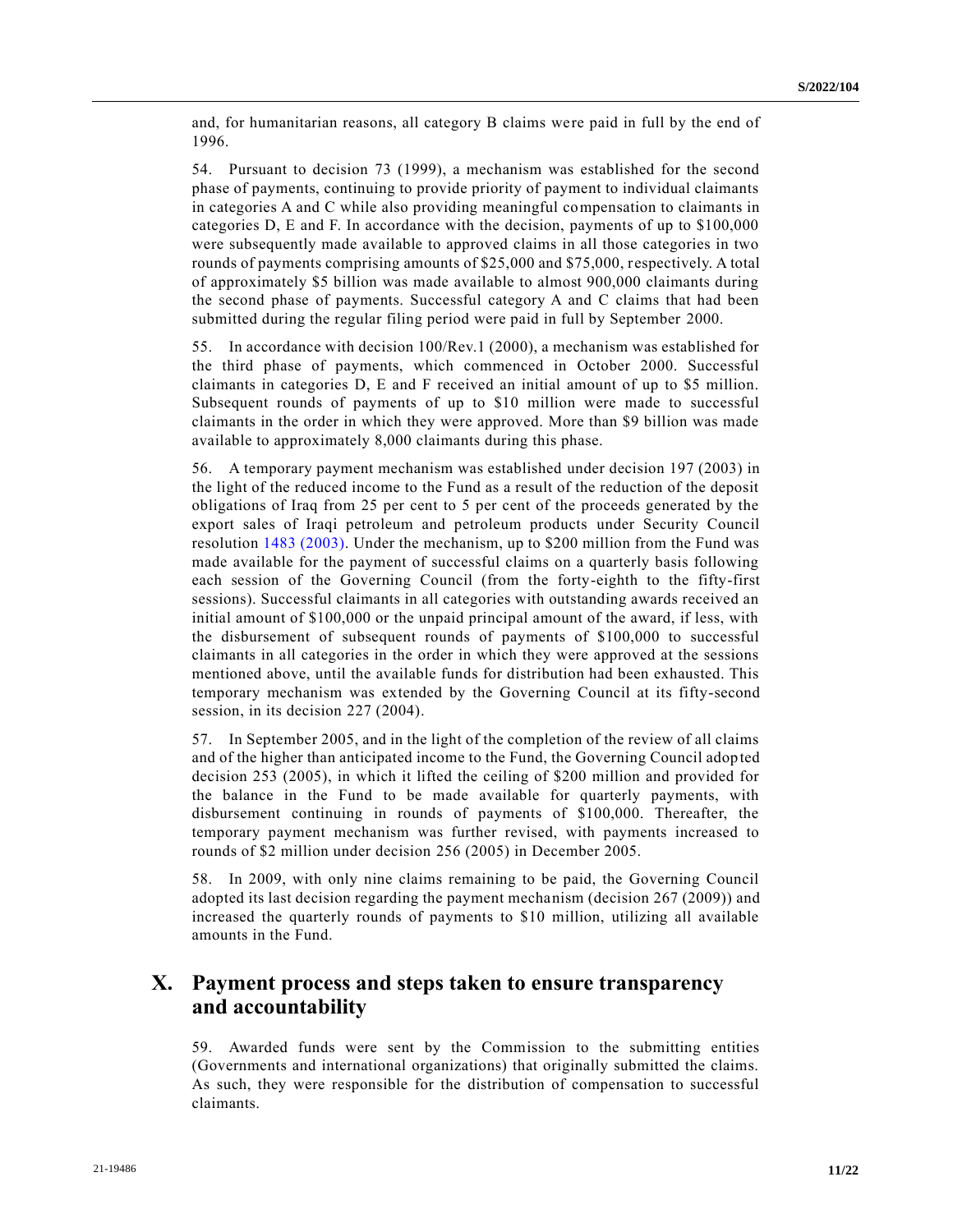and, for humanitarian reasons, all category B claims were paid in full by the end of 1996.

54. Pursuant to decision 73 (1999), a mechanism was established for the second phase of payments, continuing to provide priority of payment to individual claimants in categories A and C while also providing meaningful compensation to claimants in categories D, E and F. In accordance with the decision, payments of up to $100,000 were subsequently made available to approved claims in all those categories in two rounds of payments comprising amounts of $25,000 and $75,000, respectively. A total of approximately $5 billion was made available to almost 900,000 claimants during the second phase of payments. Successful category A and C claims that had been submitted during the regular filing period were paid in full by September 2000.

55. In accordance with decision 100/Rev.1 (2000), a mechanism was established for the third phase of payments, which commenced in October 2000. Successful claimants in categories D, E and F received an initial amount of up to $5 million. Subsequent rounds of payments of up to $10 million were made to successful claimants in the order in which they were approved. More than $9 billion was made available to approximately 8,000 claimants during this phase.

56. A temporary payment mechanism was established under decision 197 (2003) in the light of the reduced income to the Fund as a result of the reduction of the deposit obligations of Iraq from 25 per cent to 5 per cent of the proceeds generated by the export sales of Iraqi petroleum and petroleum products under Security Council resolution 1483 (2003). Under the mechanism, up to $200 million from the Fund was made available for the payment of successful claims on a quarterly basis following each session of the Governing Council (from the forty-eighth to the fifty-first sessions). Successful claimants in all categories with outstanding awards received an initial amount of $100,000 or the unpaid principal amount of the award, if less, with the disbursement of subsequent rounds of payments of $100,000 to successful claimants in all categories in the order in which they were approved at the sessions mentioned above, until the available funds for distribution had been exhausted. This temporary mechanism was extended by the Governing Council at its fifty-second session, in its decision 227 (2004).

57. In September 2005, and in the light of the completion of the review of all claims and of the higher than anticipated income to the Fund, the Governing Council adopted decision 253 (2005), in which it lifted the ceiling of $200 million and provided for the balance in the Fund to be made available for quarterly payments, with disbursement continuing in rounds of payments of $100,000. Thereafter, the temporary payment mechanism was further revised, with payments increased to rounds of $2 million under decision 256 (2005) in December 2005.

58. In 2009, with only nine claims remaining to be paid, the Governing Council adopted its last decision regarding the payment mechanism (decision 267 (2009)) and increased the quarterly rounds of payments to $10 million, utilizing all available amounts in the Fund.

## X. Payment process and steps taken to ensure transparency and accountability

59. Awarded funds were sent by the Commission to the submitting entities (Governments and international organizations) that originally submitted the claims. As such, they were responsible for the distribution of compensation to successful claimants.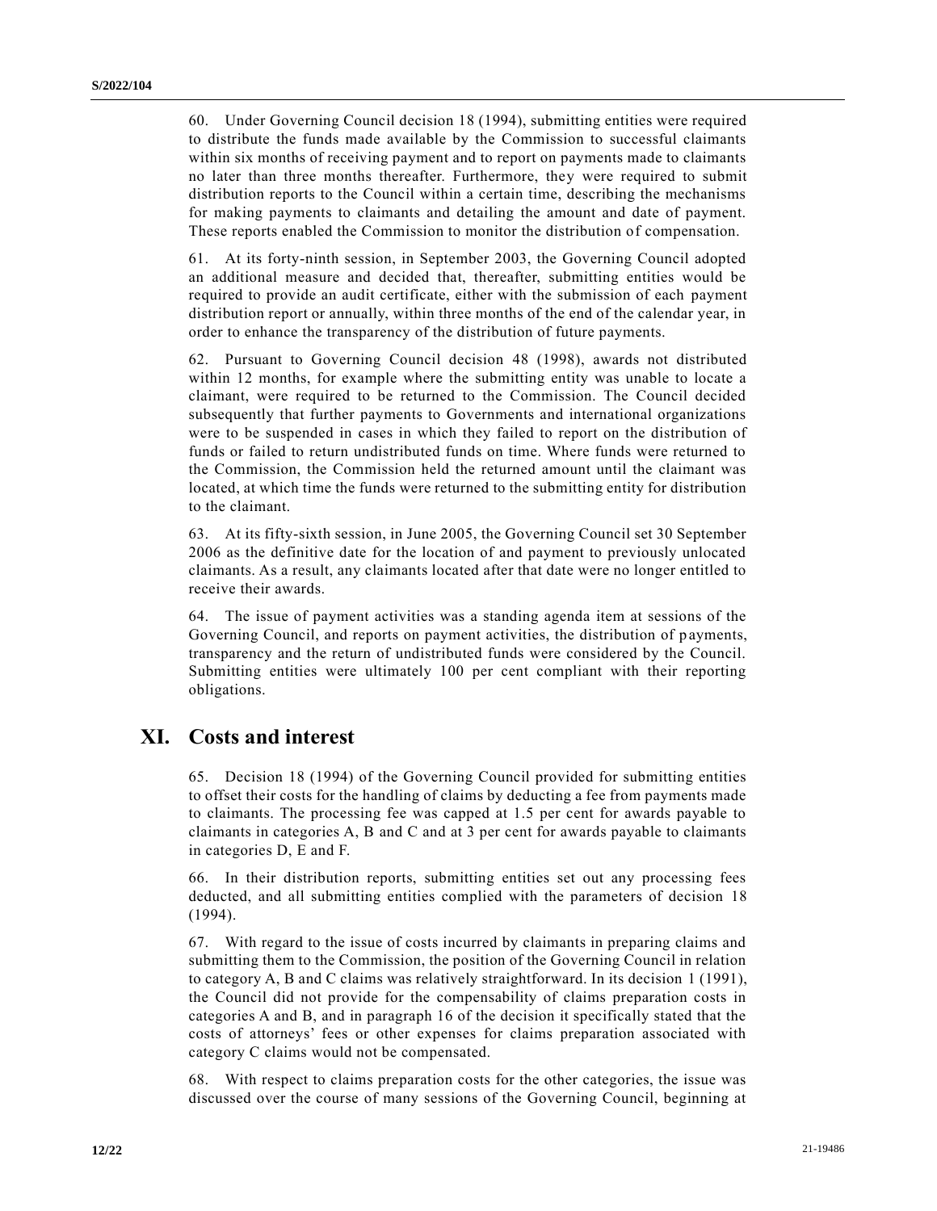60. Under Governing Council decision 18 (1994), submitting entities were required to distribute the funds made available by the Commission to successful claimants within six months of receiving payment and to report on payments made to claimants no later than three months thereafter. Furthermore, they were required to submit distribution reports to the Council within a certain time, describing the mechanisms for making payments to claimants and detailing the amount and date of payment. These reports enabled the Commission to monitor the distribution of compensation.

61. At its forty-ninth session, in September 2003, the Governing Council adopted an additional measure and decided that, thereafter, submitting entities would be required to provide an audit certificate, either with the submission of each payment distribution report or annually, within three months of the end of the calendar year, in order to enhance the transparency of the distribution of future payments.

62. Pursuant to Governing Council decision 48 (1998), awards not distributed within 12 months, for example where the submitting entity was unable to locate a claimant, were required to be returned to the Commission. The Council decided subsequently that further payments to Governments and international organizations were to be suspended in cases in which they failed to report on the distribution of funds or failed to return undistributed funds on time. Where funds were returned to the Commission, the Commission held the returned amount until the claimant was located, at which time the funds were returned to the submitting entity for distribution to the claimant.

63. At its fifty-sixth session, in June 2005, the Governing Council set 30 September 2006 as the definitive date for the location of and payment to previously unlocated claimants. As a result, any claimants located after that date were no longer entitled to receive their awards.

64. The issue of payment activities was a standing agenda item at sessions of the Governing Council, and reports on payment activities, the distribution of payments, transparency and the return of undistributed funds were considered by the Council. Submitting entities were ultimately 100 per cent compliant with their reporting obligations.

## XI. Costs and interest

65. Decision 18 (1994) of the Governing Council provided for submitting entities to offset their costs for the handling of claims by deducting a fee from payments made to claimants. The processing fee was capped at 1.5 per cent for awards payable to claimants in categories A, B and C and at 3 per cent for awards payable to claimants in categories D, E and F.

66. In their distribution reports, submitting entities set out any processing fees deducted, and all submitting entities complied with the parameters of decision 18 (1994).

67. With regard to the issue of costs incurred by claimants in preparing claims and submitting them to the Commission, the position of the Governing Council in relation to category A, B and C claims was relatively straightforward. In its decision 1 (1991), the Council did not provide for the compensability of claims preparation costs in categories A and B, and in paragraph 16 of the decision it specifically stated that the costs of attorneys' fees or other expenses for claims preparation associated with category C claims would not be compensated.

68. With respect to claims preparation costs for the other categories, the issue was discussed over the course of many sessions of the Governing Council, beginning at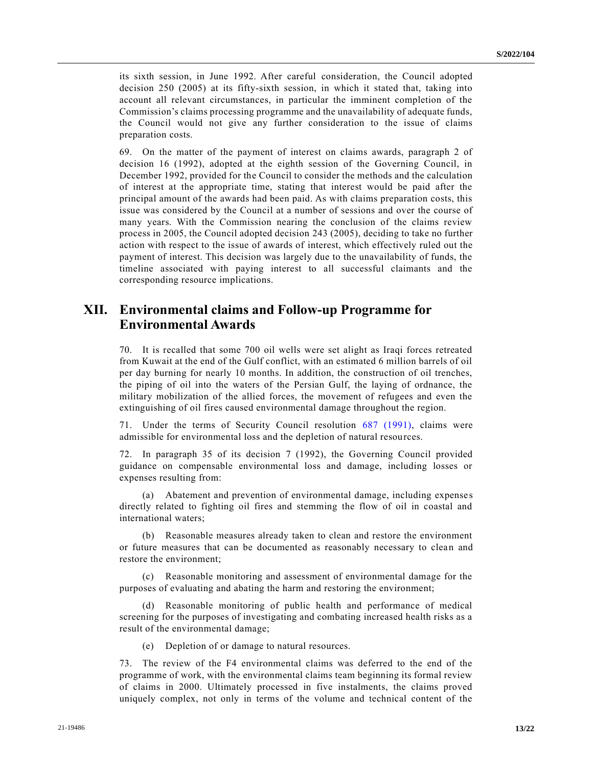its sixth session, in June 1992. After careful consideration, the Council adopted decision 250 (2005) at its fifty-sixth session, in which it stated that, taking into account all relevant circumstances, in particular the imminent completion of the Commission's claims processing programme and the unavailability of adequate funds, the Council would not give any further consideration to the issue of claims preparation costs.

69. On the matter of the payment of interest on claims awards, paragraph 2 of decision 16 (1992), adopted at the eighth session of the Governing Council, in December 1992, provided for the Council to consider the methods and the calculation of interest at the appropriate time, stating that interest would be paid after the principal amount of the awards had been paid. As with claims preparation costs, this issue was considered by the Council at a number of sessions and over the course of many years. With the Commission nearing the conclusion of the claims review process in 2005, the Council adopted decision 243 (2005), deciding to take no further action with respect to the issue of awards of interest, which effectively ruled out the payment of interest. This decision was largely due to the unavailability of funds, the timeline associated with paying interest to all successful claimants and the corresponding resource implications.

## XII. Environmental claims and Follow-up Programme for Environmental Awards

70. It is recalled that some 700 oil wells were set alight as Iraqi forces retreated from Kuwait at the end of the Gulf conflict, with an estimated 6 million barrels of oil per day burning for nearly 10 months. In addition, the construction of oil trenches, the piping of oil into the waters of the Persian Gulf, the laying of ordnance, the military mobilization of the allied forces, the movement of refugees and even the extinguishing of oil fires caused environmental damage throughout the region.

71. Under the terms of Security Council resolution 687 (1991), claims were admissible for environmental loss and the depletion of natural resources.

72. In paragraph 35 of its decision 7 (1992), the Governing Council provided guidance on compensable environmental loss and damage, including losses or expenses resulting from:

(a) Abatement and prevention of environmental damage, including expenses directly related to fighting oil fires and stemming the flow of oil in coastal and international waters;

(b) Reasonable measures already taken to clean and restore the environment or future measures that can be documented as reasonably necessary to clean and restore the environment;

(c) Reasonable monitoring and assessment of environmental damage for the purposes of evaluating and abating the harm and restoring the environment;

(d) Reasonable monitoring of public health and performance of medical screening for the purposes of investigating and combating increased health risks as a result of the environmental damage;

(e) Depletion of or damage to natural resources.

73. The review of the F4 environmental claims was deferred to the end of the programme of work, with the environmental claims team beginning its formal review of claims in 2000. Ultimately processed in five instalments, the claims proved uniquely complex, not only in terms of the volume and technical content of the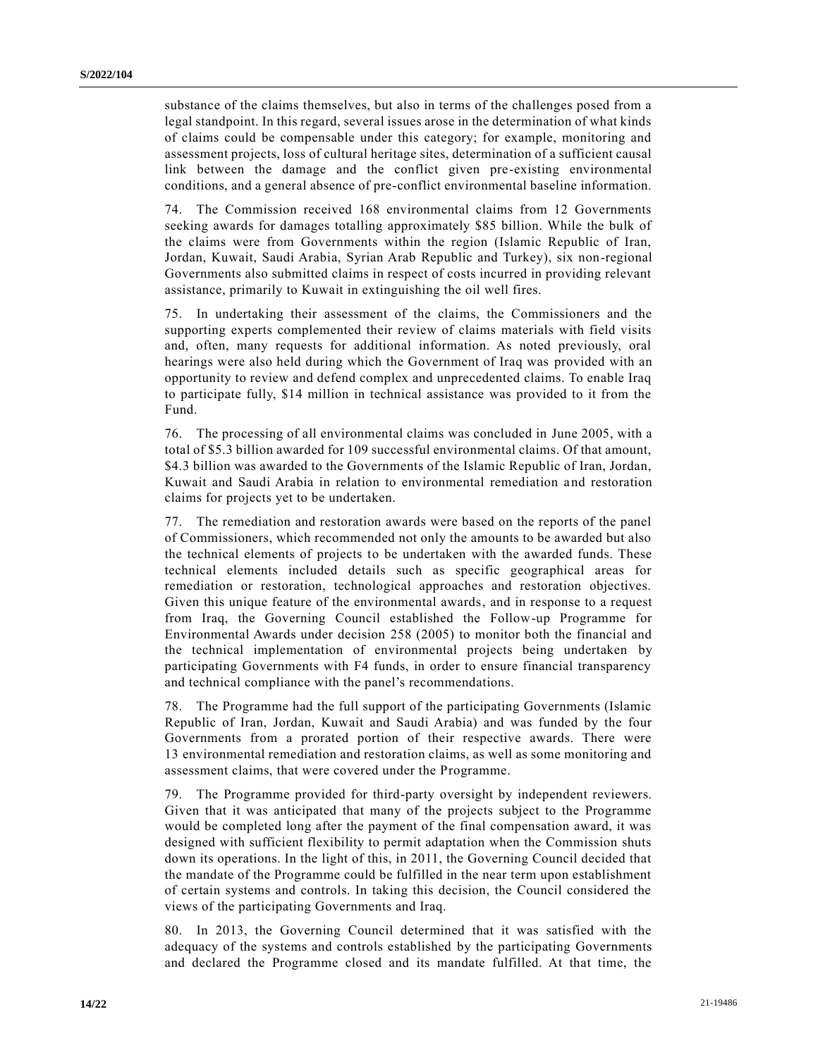substance of the claims themselves, but also in terms of the challenges posed from a legal standpoint. In this regard, several issues arose in the determination of what kinds of claims could be compensable under this category; for example, monitoring and assessment projects, loss of cultural heritage sites, determination of a sufficient causal link between the damage and the conflict given pre-existing environmental conditions, and a general absence of pre-conflict environmental baseline information.

74. The Commission received 168 environmental claims from 12 Governments seeking awards for damages totalling approximately $85 billion. While the bulk of the claims were from Governments within the region (Islamic Republic of Iran, Jordan, Kuwait, Saudi Arabia, Syrian Arab Republic and Turkey), six non-regional Governments also submitted claims in respect of costs incurred in providing relevant assistance, primarily to Kuwait in extinguishing the oil well fires.

75. In undertaking their assessment of the claims, the Commissioners and the supporting experts complemented their review of claims materials with field visits and, often, many requests for additional information. As noted previously, oral hearings were also held during which the Government of Iraq was provided with an opportunity to review and defend complex and unprecedented claims. To enable Iraq to participate fully, $14 million in technical assistance was provided to it from the Fund.

76. The processing of all environmental claims was concluded in June 2005, with a total of $5.3 billion awarded for 109 successful environmental claims. Of that amount, $4.3 billion was awarded to the Governments of the Islamic Republic of Iran, Jordan, Kuwait and Saudi Arabia in relation to environmental remediation and restoration claims for projects yet to be undertaken.

77. The remediation and restoration awards were based on the reports of the panel of Commissioners, which recommended not only the amounts to be awarded but also the technical elements of projects to be undertaken with the awarded funds. These technical elements included details such as specific geographical areas for remediation or restoration, technological approaches and restoration objectives. Given this unique feature of the environmental awards, and in response to a request from Iraq, the Governing Council established the Follow-up Programme for Environmental Awards under decision 258 (2005) to monitor both the financial and the technical implementation of environmental projects being undertaken by participating Governments with F4 funds, in order to ensure financial transparency and technical compliance with the panel's recommendations.

78. The Programme had the full support of the participating Governments (Islamic Republic of Iran, Jordan, Kuwait and Saudi Arabia) and was funded by the four Governments from a prorated portion of their respective awards. There were 13 environmental remediation and restoration claims, as well as some monitoring and assessment claims, that were covered under the Programme.

79. The Programme provided for third-party oversight by independent reviewers. Given that it was anticipated that many of the projects subject to the Programme would be completed long after the payment of the final compensation award, it was designed with sufficient flexibility to permit adaptation when the Commission shuts down its operations. In the light of this, in 2011, the Governing Council decided that the mandate of the Programme could be fulfilled in the near term upon establishment of certain systems and controls. In taking this decision, the Council considered the views of the participating Governments and Iraq.

80. In 2013, the Governing Council determined that it was satisfied with the adequacy of the systems and controls established by the participating Governments and declared the Programme closed and its mandate fulfilled. At that time, the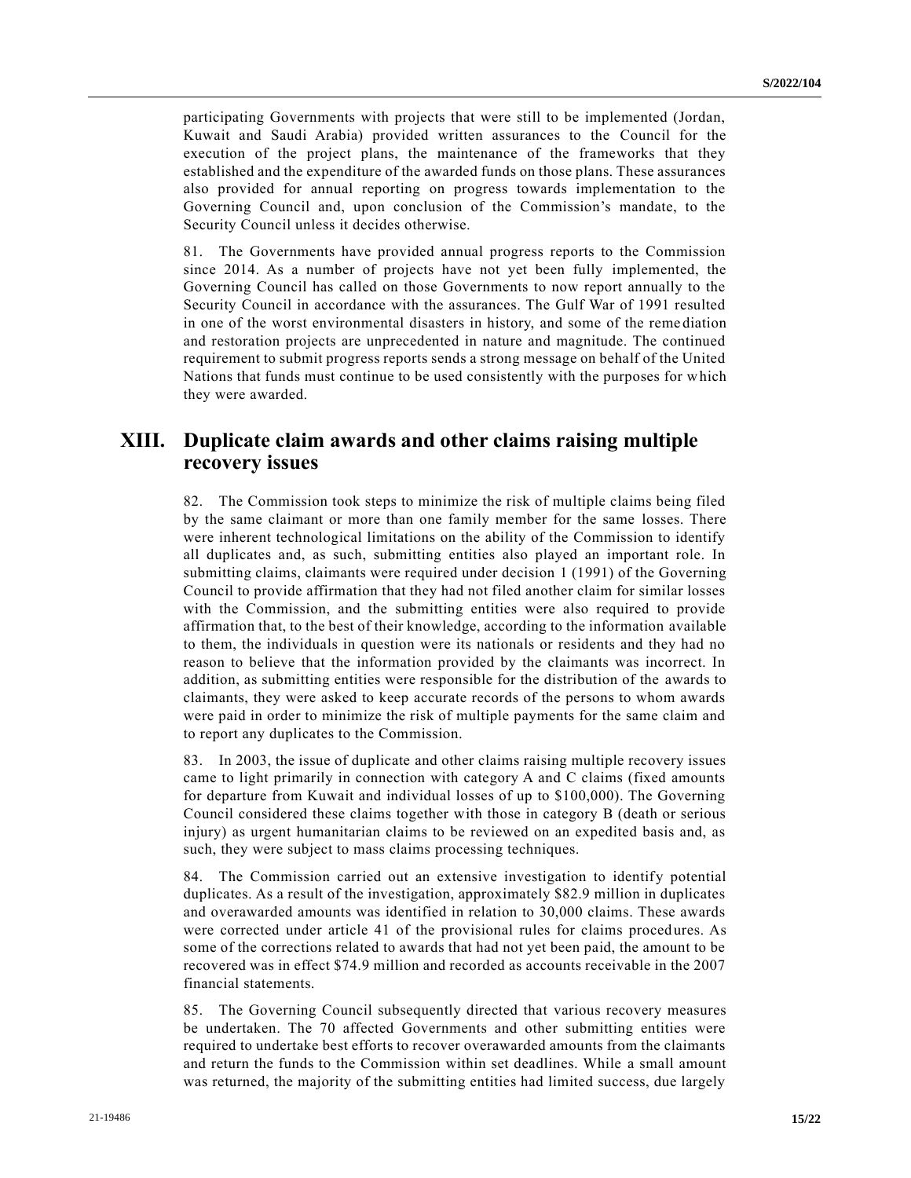participating Governments with projects that were still to be implemented (Jordan, Kuwait and Saudi Arabia) provided written assurances to the Council for the execution of the project plans, the maintenance of the frameworks that they established and the expenditure of the awarded funds on those plans. These assurances also provided for annual reporting on progress towards implementation to the Governing Council and, upon conclusion of the Commission's mandate, to the Security Council unless it decides otherwise.

81. The Governments have provided annual progress reports to the Commission since 2014. As a number of projects have not yet been fully implemented, the Governing Council has called on those Governments to now report annually to the Security Council in accordance with the assurances. The Gulf War of 1991 resulted in one of the worst environmental disasters in history, and some of the remediation and restoration projects are unprecedented in nature and magnitude. The continued requirement to submit progress reports sends a strong message on behalf of the United Nations that funds must continue to be used consistently with the purposes for which they were awarded.

# XIII. Duplicate claim awards and other claims raising multiple recovery issues

82. The Commission took steps to minimize the risk of multiple claims being filed by the same claimant or more than one family member for the same losses. There were inherent technological limitations on the ability of the Commission to identify all duplicates and, as such, submitting entities also played an important role. In submitting claims, claimants were required under decision 1 (1991) of the Governing Council to provide affirmation that they had not filed another claim for similar losses with the Commission, and the submitting entities were also required to provide affirmation that, to the best of their knowledge, according to the information available to them, the individuals in question were its nationals or residents and they had no reason to believe that the information provided by the claimants was incorrect. In addition, as submitting entities were responsible for the distribution of the awards to claimants, they were asked to keep accurate records of the persons to whom awards were paid in order to minimize the risk of multiple payments for the same claim and to report any duplicates to the Commission.

83. In 2003, the issue of duplicate and other claims raising multiple recovery issues came to light primarily in connection with category A and C claims (fixed amounts for departure from Kuwait and individual losses of up to $100,000). The Governing Council considered these claims together with those in category B (death or serious injury) as urgent humanitarian claims to be reviewed on an expedited basis and, as such, they were subject to mass claims processing techniques.

84. The Commission carried out an extensive investigation to identify potential duplicates. As a result of the investigation, approximately $82.9 million in duplicates and overawarded amounts was identified in relation to 30,000 claims. These awards were corrected under article 41 of the provisional rules for claims procedures. As some of the corrections related to awards that had not yet been paid, the amount to be recovered was in effect $74.9 million and recorded as accounts receivable in the 2007 financial statements.

85. The Governing Council subsequently directed that various recovery measures be undertaken. The 70 affected Governments and other submitting entities were required to undertake best efforts to recover overawarded amounts from the claimants and return the funds to the Commission within set deadlines. While a small amount was returned, the majority of the submitting entities had limited success, due largely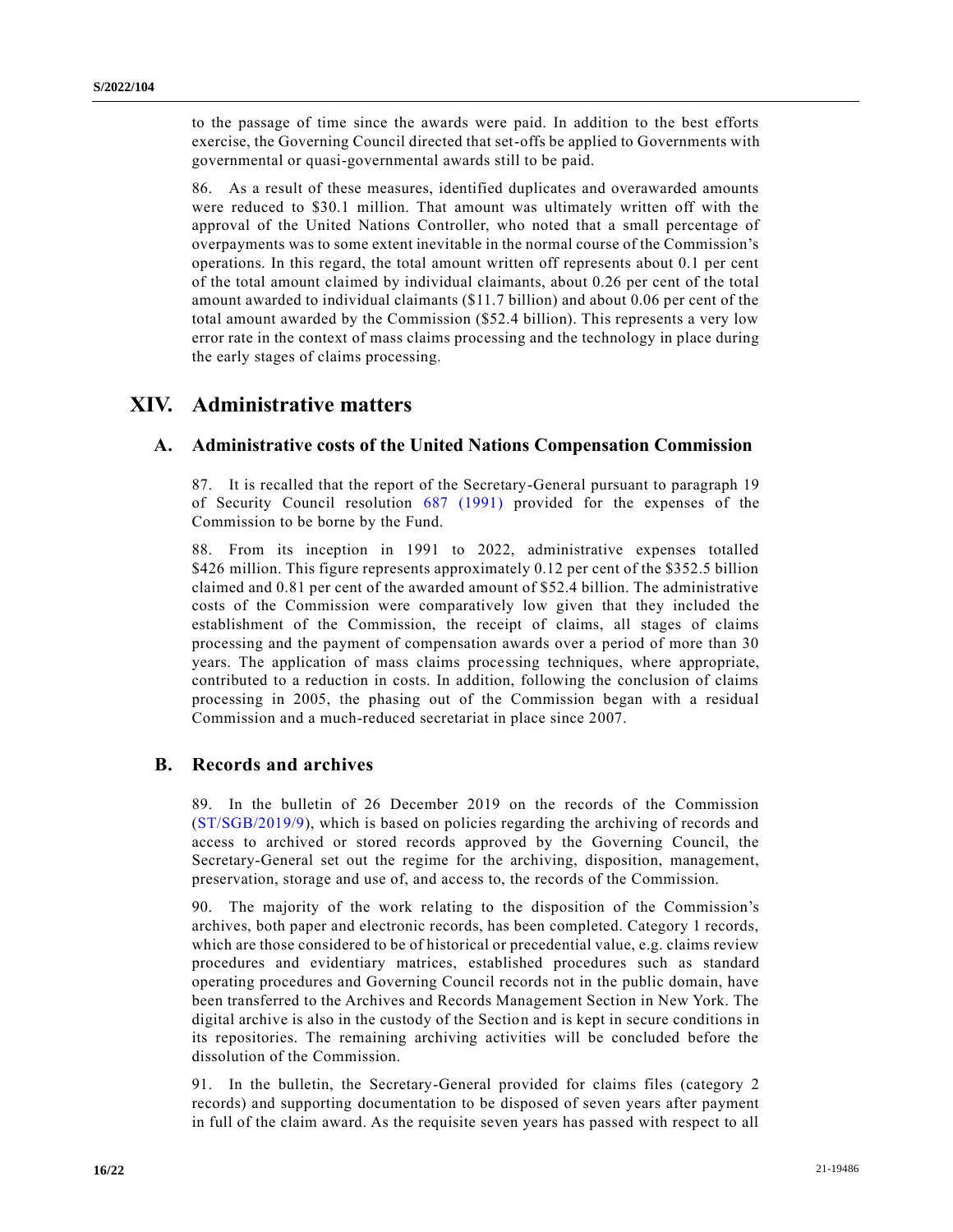to the passage of time since the awards were paid. In addition to the best efforts exercise, the Governing Council directed that set-offs be applied to Governments with governmental or quasi-governmental awards still to be paid.

86. As a result of these measures, identified duplicates and overawarded amounts were reduced to $30.1 million. That amount was ultimately written off with the approval of the United Nations Controller, who noted that a small percentage of overpayments was to some extent inevitable in the normal course of the Commission's operations. In this regard, the total amount written off represents about 0.1 per cent of the total amount claimed by individual claimants, about 0.26 per cent of the total amount awarded to individual claimants ($11.7 billion) and about 0.06 per cent of the total amount awarded by the Commission ($52.4 billion). This represents a very low error rate in the context of mass claims processing and the technology in place during the early stages of claims processing.

# XIV. Administrative matters

## A. Administrative costs of the United Nations Compensation Commission

87. It is recalled that the report of the Secretary-General pursuant to paragraph 19 of Security Council resolution 687 (1991) provided for the expenses of the Commission to be borne by the Fund.

88. From its inception in 1991 to 2022, administrative expenses totalled $426 million. This figure represents approximately 0.12 per cent of the $352.5 billion claimed and 0.81 per cent of the awarded amount of $52.4 billion. The administrative costs of the Commission were comparatively low given that they included the establishment of the Commission, the receipt of claims, all stages of claims processing and the payment of compensation awards over a period of more than 30 years. The application of mass claims processing techniques, where appropriate, contributed to a reduction in costs. In addition, following the conclusion of claims processing in 2005, the phasing out of the Commission began with a residual Commission and a much-reduced secretariat in place since 2007.

## B. Records and archives

89. In the bulletin of 26 December 2019 on the records of the Commission (ST/SGB/2019/9), which is based on policies regarding the archiving of records and access to archived or stored records approved by the Governing Council, the Secretary-General set out the regime for the archiving, disposition, management, preservation, storage and use of, and access to, the records of the Commission.

90. The majority of the work relating to the disposition of the Commission's archives, both paper and electronic records, has been completed. Category 1 records, which are those considered to be of historical or precedential value, e.g. claims review procedures and evidentiary matrices, established procedures such as standard operating procedures and Governing Council records not in the public domain, have been transferred to the Archives and Records Management Section in New York. The digital archive is also in the custody of the Section and is kept in secure conditions in its repositories. The remaining archiving activities will be concluded before the dissolution of the Commission.

91. In the bulletin, the Secretary-General provided for claims files (category 2 records) and supporting documentation to be disposed of seven years after payment in full of the claim award. As the requisite seven years has passed with respect to all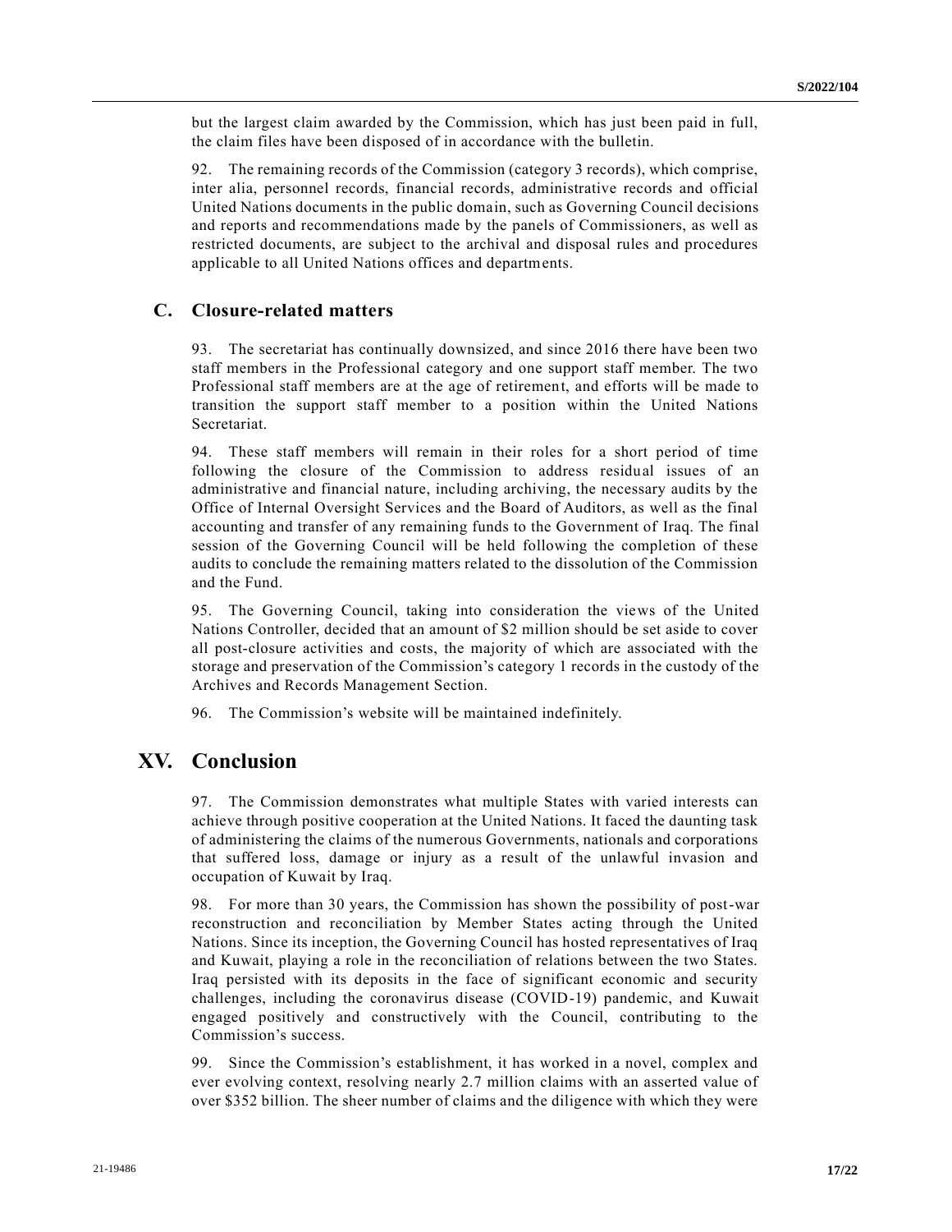but the largest claim awarded by the Commission, which has just been paid in full, the claim files have been disposed of in accordance with the bulletin.

92. The remaining records of the Commission (category 3 records), which comprise, inter alia, personnel records, financial records, administrative records and official United Nations documents in the public domain, such as Governing Council decisions and reports and recommendations made by the panels of Commissioners, as well as restricted documents, are subject to the archival and disposal rules and procedures applicable to all United Nations offices and departments.

## C. Closure-related matters

93. The secretariat has continually downsized, and since 2016 there have been two staff members in the Professional category and one support staff member. The two Professional staff members are at the age of retirement, and efforts will be made to transition the support staff member to a position within the United Nations Secretariat.

94. These staff members will remain in their roles for a short period of time following the closure of the Commission to address residual issues of an administrative and financial nature, including archiving, the necessary audits by the Office of Internal Oversight Services and the Board of Auditors, as well as the final accounting and transfer of any remaining funds to the Government of Iraq. The final session of the Governing Council will be held following the completion of these audits to conclude the remaining matters related to the dissolution of the Commission and the Fund.

95. The Governing Council, taking into consideration the views of the United Nations Controller, decided that an amount of $2 million should be set aside to cover all post-closure activities and costs, the majority of which are associated with the storage and preservation of the Commission's category 1 records in the custody of the Archives and Records Management Section.

96. The Commission's website will be maintained indefinitely.

# XV. Conclusion

97. The Commission demonstrates what multiple States with varied interests can achieve through positive cooperation at the United Nations. It faced the daunting task of administering the claims of the numerous Governments, nationals and corporations that suffered loss, damage or injury as a result of the unlawful invasion and occupation of Kuwait by Iraq.

98. For more than 30 years, the Commission has shown the possibility of post-war reconstruction and reconciliation by Member States acting through the United Nations. Since its inception, the Governing Council has hosted representatives of Iraq and Kuwait, playing a role in the reconciliation of relations between the two States. Iraq persisted with its deposits in the face of significant economic and security challenges, including the coronavirus disease (COVID-19) pandemic, and Kuwait engaged positively and constructively with the Council, contributing to the Commission's success.

99. Since the Commission's establishment, it has worked in a novel, complex and ever evolving context, resolving nearly 2.7 million claims with an asserted value of over $352 billion. The sheer number of claims and the diligence with which they were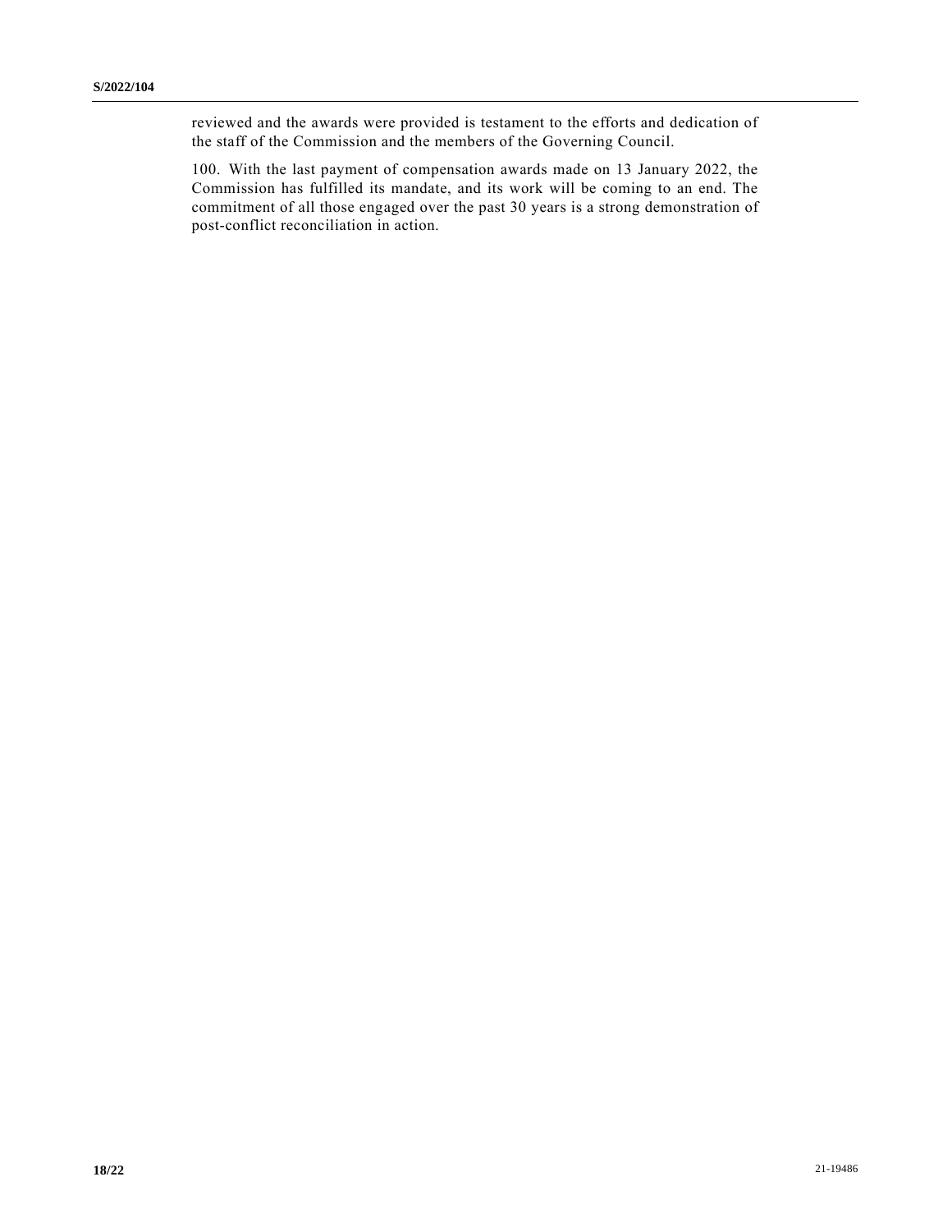reviewed and the awards were provided is testament to the efforts and dedication of the staff of the Commission and the members of the Governing Council.

100. With the last payment of compensation awards made on 13 January 2022, the Commission has fulfilled its mandate, and its work will be coming to an end. The commitment of all those engaged over the past 30 years is a strong demonstration of post-conflict reconciliation in action.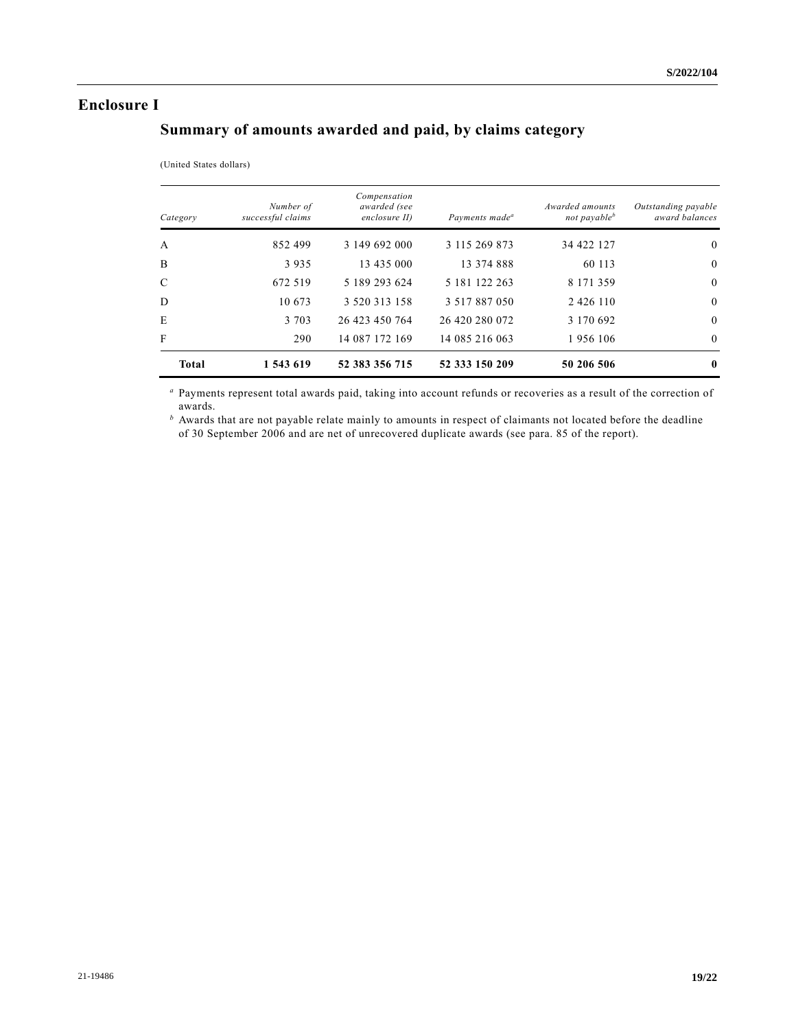# Enclosure I

## Summary of amounts awarded and paid, by claims category

(United States dollars)

| *Category* | *Number of successful claims* | *Compensation awarded (see enclosure II)* | *Payments made*[a] | *Awarded amounts not payable*[b] | *Outstanding payable award balances* |
|---|---|---|---|---|---|
| A | 852 499 | 3 149 692 000 | 3 115 269 873 | 34 422 127 | 0 |
| B | 3 935 | 13 435 000 | 13 374 888 | 60 113 | 0 |
| C | 672 519 | 5 189 293 624 | 5 181 122 263 | 8 171 359 | 0 |
| D | 10 673 | 3 520 313 158 | 3 517 887 050 | 2 426 110 | 0 |
| E | 3 703 | 26 423 450 764 | 26 420 280 072 | 3 170 692 | 0 |
| F | 290 | 14 087 172 169 | 14 085 216 063 | 1 956 106 | 0 |
| **Total** | **1 543 619** | **52 383 356 715** | **52 333 150 209** | **50 206 506** | **0** |

[a] Payments represent total awards paid, taking into account refunds or recoveries as a result of the correction of awards.

[b] Awards that are not payable relate mainly to amounts in respect of claimants not located before the deadline of 30 September 2006 and are net of unrecovered duplicate awards (see para. 85 of the report).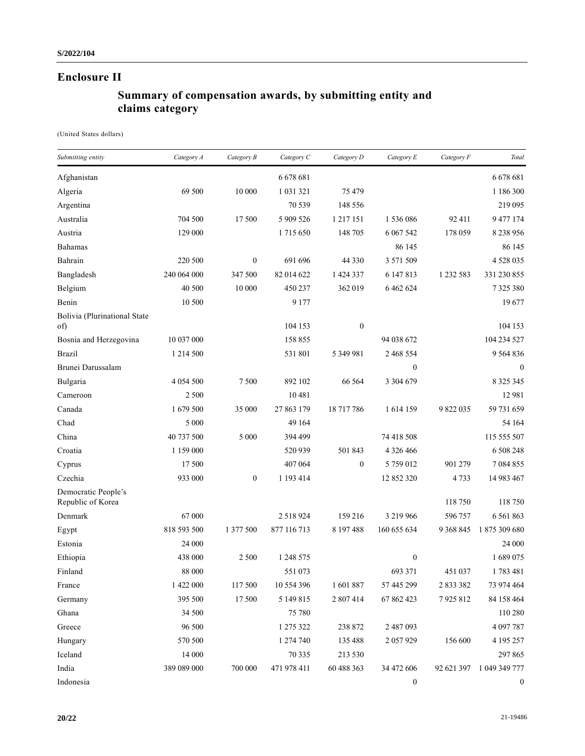# Enclosure II

## Summary of compensation awards, by submitting entity and claims category

(United States dollars)

| *Submitting entity* | *Category A* | *Category B* | *Category C* | *Category D* | *Category E* | *Category F* | *Total* |
|---|---|---|---|---|---|---|---|
| Afghanistan | | | 6 678 681 | | | | 6 678 681 |
| Algeria | 69 500 | 10 000 | 1 031 321 | 75 479 | | | 1 186 300 |
| Argentina | | | 70 539 | 148 556 | | | 219 095 |
| Australia | 704 500 | 17 500 | 5 909 526 | 1 217 151 | 1 536 086 | 92 411 | 9 477 174 |
| Austria | 129 000 | | 1 715 650 | 148 705 | 6 067 542 | 178 059 | 8 238 956 |
| Bahamas | | | | | 86 145 | | 86 145 |
| Bahrain | 220 500 | 0 | 691 696 | 44 330 | 3 571 509 | | 4 528 035 |
| Bangladesh | 240 064 000 | 347 500 | 82 014 622 | 1 424 337 | 6 147 813 | 1 232 583 | 331 230 855 |
| Belgium | 40 500 | 10 000 | 450 237 | 362 019 | 6 462 624 | | 7 325 380 |
| Benin | 10 500 | | 9 177 | | | | 19 677 |
| Bolivia (Plurinational State of) | | | 104 153 | 0 | | | 104 153 |
| Bosnia and Herzegovina | 10 037 000 | | 158 855 | | 94 038 672 | | 104 234 527 |
| Brazil | 1 214 500 | | 531 801 | 5 349 981 | 2 468 554 | | 9 564 836 |
| Brunei Darussalam | | | | | 0 | | 0 |
| Bulgaria | 4 054 500 | 7 500 | 892 102 | 66 564 | 3 304 679 | | 8 325 345 |
| Cameroon | 2 500 | | 10 481 | | | | 12 981 |
| Canada | 1 679 500 | 35 000 | 27 863 179 | 18 717 786 | 1 614 159 | 9 822 035 | 59 731 659 |
| Chad | 5 000 | | 49 164 | | | | 54 164 |
| China | 40 737 500 | 5 000 | 394 499 | | 74 418 508 | | 115 555 507 |
| Croatia | 1 159 000 | | 520 939 | 501 843 | 4 326 466 | | 6 508 248 |
| Cyprus | 17 500 | | 407 064 | 0 | 5 759 012 | 901 279 | 7 084 855 |
| Czechia | 933 000 | 0 | 1 193 414 | | 12 852 320 | 4 733 | 14 983 467 |
| Democratic People's Republic of Korea | | | | | | 118 750 | 118 750 |
| Denmark | 67 000 | | 2 518 924 | 159 216 | 3 219 966 | 596 757 | 6 561 863 |
| Egypt | 818 593 500 | 1 377 500 | 877 116 713 | 8 197 488 | 160 655 634 | 9 368 845 | 1 875 309 680 |
| Estonia | 24 000 | | | | | | 24 000 |
| Ethiopia | 438 000 | 2 500 | 1 248 575 | | 0 | | 1 689 075 |
| Finland | 88 000 | | 551 073 | | 693 371 | 451 037 | 1 783 481 |
| France | 1 422 000 | 117 500 | 10 554 396 | 1 601 887 | 57 445 299 | 2 833 382 | 73 974 464 |
| Germany | 395 500 | 17 500 | 5 149 815 | 2 807 414 | 67 862 423 | 7 925 812 | 84 158 464 |
| Ghana | 34 500 | | 75 780 | | | | 110 280 |
| Greece | 96 500 | | 1 275 322 | 238 872 | 2 487 093 | | 4 097 787 |
| Hungary | 570 500 | | 1 274 740 | 135 488 | 2 057 929 | 156 600 | 4 195 257 |
| Iceland | 14 000 | | 70 335 | 213 530 | | | 297 865 |
| India | 389 089 000 | 700 000 | 471 978 411 | 60 488 363 | 34 472 606 | 92 621 397 | 1 049 349 777 |
| Indonesia | | | | | 0 | | 0 |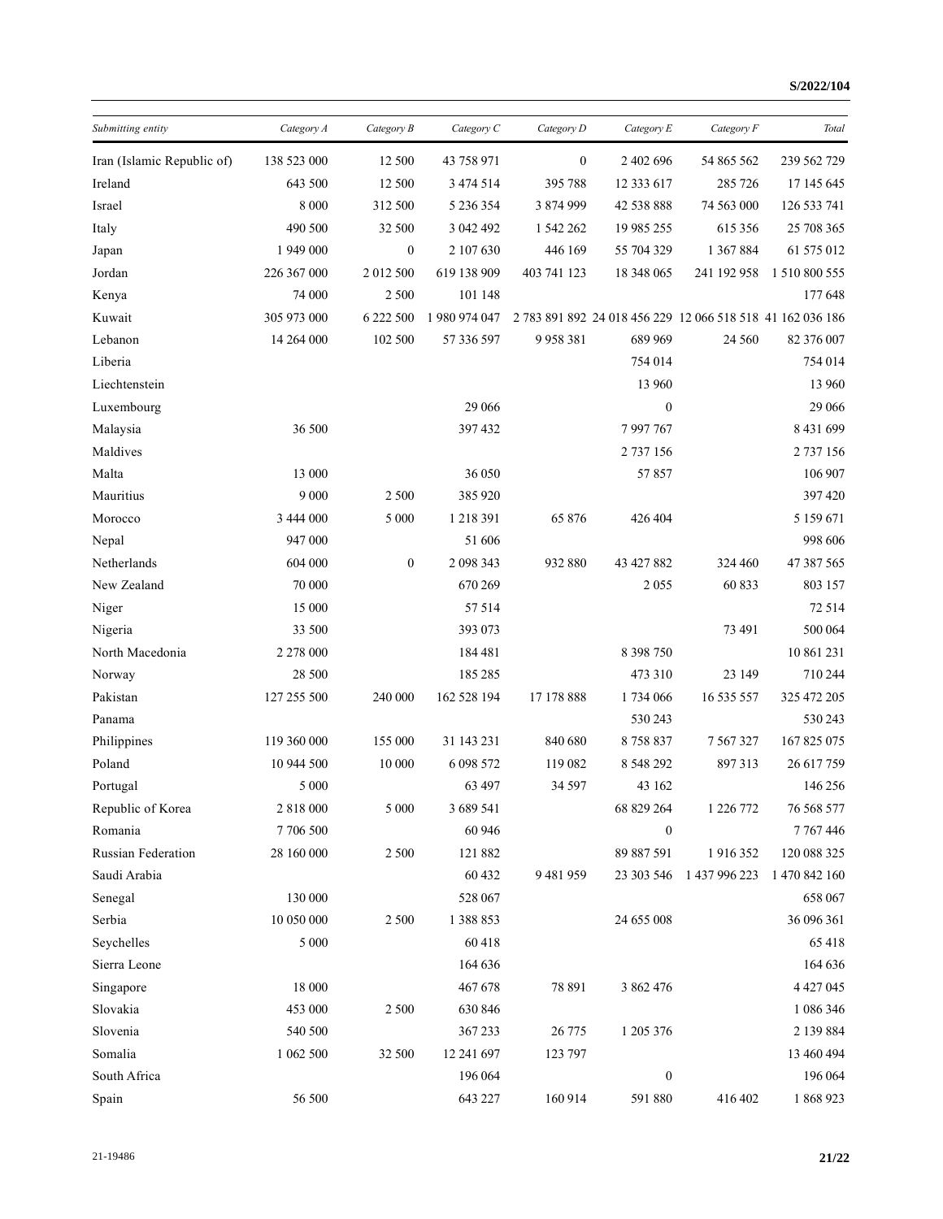| *Submitting entity* | *Category A* | *Category B* | *Category C* | *Category D* | *Category E* | *Category F* | *Total* |
|---|---|---|---|---|---|---|---|
| Iran (Islamic Republic of) | 138 523 000 | 12 500 | 43 758 971 | 0 | 2 402 696 | 54 865 562 | 239 562 729 |
| Ireland | 643 500 | 12 500 | 3 474 514 | 395 788 | 12 333 617 | 285 726 | 17 145 645 |
| Israel | 8 000 | 312 500 | 5 236 354 | 3 874 999 | 42 538 888 | 74 563 000 | 126 533 741 |
| Italy | 490 500 | 32 500 | 3 042 492 | 1 542 262 | 19 985 255 | 615 356 | 25 708 365 |
| Japan | 1 949 000 | 0 | 2 107 630 | 446 169 | 55 704 329 | 1 367 884 | 61 575 012 |
| Jordan | 226 367 000 | 2 012 500 | 619 138 909 | 403 741 123 | 18 348 065 | 241 192 958 | 1 510 800 555 |
| Kenya | 74 000 | 2 500 | 101 148 | | | | 177 648 |
| Kuwait | 305 973 000 | 6 222 500 | 1 980 974 047 | 2 783 891 892 | 24 018 456 229 | 12 066 518 518 | 41 162 036 186 |
| Lebanon | 14 264 000 | 102 500 | 57 336 597 | 9 958 381 | 689 969 | 24 560 | 82 376 007 |
| Liberia | | | | | 754 014 | | 754 014 |
| Liechtenstein | | | | | 13 960 | | 13 960 |
| Luxembourg | | | 29 066 | | 0 | | 29 066 |
| Malaysia | 36 500 | | 397 432 | | 7 997 767 | | 8 431 699 |
| Maldives | | | | | 2 737 156 | | 2 737 156 |
| Malta | 13 000 | | 36 050 | | 57 857 | | 106 907 |
| Mauritius | 9 000 | 2 500 | 385 920 | | | | 397 420 |
| Morocco | 3 444 000 | 5 000 | 1 218 391 | 65 876 | 426 404 | | 5 159 671 |
| Nepal | 947 000 | | 51 606 | | | | 998 606 |
| Netherlands | 604 000 | 0 | 2 098 343 | 932 880 | 43 427 882 | 324 460 | 47 387 565 |
| New Zealand | 70 000 | | 670 269 | | 2 055 | 60 833 | 803 157 |
| Niger | 15 000 | | 57 514 | | | | 72 514 |
| Nigeria | 33 500 | | 393 073 | | | 73 491 | 500 064 |
| North Macedonia | 2 278 000 | | 184 481 | | 8 398 750 | | 10 861 231 |
| Norway | 28 500 | | 185 285 | | 473 310 | 23 149 | 710 244 |
| Pakistan | 127 255 500 | 240 000 | 162 528 194 | 17 178 888 | 1 734 066 | 16 535 557 | 325 472 205 |
| Panama | | | | | 530 243 | | 530 243 |
| Philippines | 119 360 000 | 155 000 | 31 143 231 | 840 680 | 8 758 837 | 7 567 327 | 167 825 075 |
| Poland | 10 944 500 | 10 000 | 6 098 572 | 119 082 | 8 548 292 | 897 313 | 26 617 759 |
| Portugal | 5 000 | | 63 497 | 34 597 | 43 162 | | 146 256 |
| Republic of Korea | 2 818 000 | 5 000 | 3 689 541 | | 68 829 264 | 1 226 772 | 76 568 577 |
| Romania | 7 706 500 | | 60 946 | | 0 | | 7 767 446 |
| Russian Federation | 28 160 000 | 2 500 | 121 882 | | 89 887 591 | 1 916 352 | 120 088 325 |
| Saudi Arabia | | | 60 432 | 9 481 959 | 23 303 546 | 1 437 996 223 | 1 470 842 160 |
| Senegal | 130 000 | | 528 067 | | | | 658 067 |
| Serbia | 10 050 000 | 2 500 | 1 388 853 | | 24 655 008 | | 36 096 361 |
| Seychelles | 5 000 | | 60 418 | | | | 65 418 |
| Sierra Leone | | | 164 636 | | | | 164 636 |
| Singapore | 18 000 | | 467 678 | 78 891 | 3 862 476 | | 4 427 045 |
| Slovakia | 453 000 | 2 500 | 630 846 | | | | 1 086 346 |
| Slovenia | 540 500 | | 367 233 | 26 775 | 1 205 376 | | 2 139 884 |
| Somalia | 1 062 500 | 32 500 | 12 241 697 | 123 797 | | | 13 460 494 |
| South Africa | | | 196 064 | | 0 | | 196 064 |
| Spain | 56 500 | | 643 227 | 160 914 | 591 880 | 416 402 | 1 868 923 |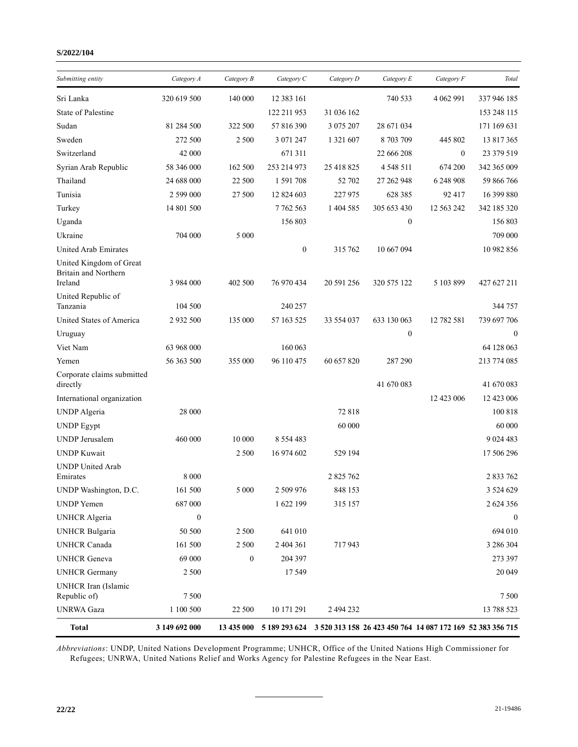| Submitting entity | Category A | Category B | Category C | Category D | Category E | Category F | Total |
|---|---|---|---|---|---|---|---|
| Sri Lanka | 320 619 500 | 140 000 | 12 383 161 | | 740 533 | 4 062 991 | 337 946 185 |
| State of Palestine | | | 122 211 953 | 31 036 162 | | | 153 248 115 |
| Sudan | 81 284 500 | 322 500 | 57 816 390 | 3 075 207 | 28 671 034 | | 171 169 631 |
| Sweden | 272 500 | 2 500 | 3 071 247 | 1 321 607 | 8 703 709 | 445 802 | 13 817 365 |
| Switzerland | 42 000 | | 671 311 | | 22 666 208 | 0 | 23 379 519 |
| Syrian Arab Republic | 58 346 000 | 162 500 | 253 214 973 | 25 418 825 | 4 548 511 | 674 200 | 342 365 009 |
| Thailand | 24 688 000 | 22 500 | 1 591 708 | 52 702 | 27 262 948 | 6 248 908 | 59 866 766 |
| Tunisia | 2 599 000 | 27 500 | 12 824 603 | 227 975 | 628 385 | 92 417 | 16 399 880 |
| Turkey | 14 801 500 | | 7 762 563 | 1 404 585 | 305 653 430 | 12 563 242 | 342 185 320 |
| Uganda | | | 156 803 | | 0 | | 156 803 |
| Ukraine | 704 000 | 5 000 | | | | | 709 000 |
| United Arab Emirates | | | 0 | 315 762 | 10 667 094 | | 10 982 856 |
| United Kingdom of Great Britain and Northern Ireland | 3 984 000 | 402 500 | 76 970 434 | 20 591 256 | 320 575 122 | 5 103 899 | 427 627 211 |
| United Republic of Tanzania | 104 500 | | 240 257 | | | | 344 757 |
| United States of America | 2 932 500 | 135 000 | 57 163 525 | 33 554 037 | 633 130 063 | 12 782 581 | 739 697 706 |
| Uruguay | | | | | 0 | | 0 |
| Viet Nam | 63 968 000 | | 160 063 | | | | 64 128 063 |
| Yemen | 56 363 500 | 355 000 | 96 110 475 | 60 657 820 | 287 290 | | 213 774 085 |
| Corporate claims submitted directly | | | | | 41 670 083 | | 41 670 083 |
| International organization | | | | | | 12 423 006 | 12 423 006 |
| UNDP Algeria | 28 000 | | | 72 818 | | | 100 818 |
| UNDP Egypt | | | | 60 000 | | | 60 000 |
| UNDP Jerusalem | 460 000 | 10 000 | 8 554 483 | | | | 9 024 483 |
| UNDP Kuwait | | 2 500 | 16 974 602 | 529 194 | | | 17 506 296 |
| UNDP United Arab Emirates | 8 000 | | | 2 825 762 | | | 2 833 762 |
| UNDP Washington, D.C. | 161 500 | 5 000 | 2 509 976 | 848 153 | | | 3 524 629 |
| UNDP Yemen | 687 000 | | 1 622 199 | 315 157 | | | 2 624 356 |
| UNHCR Algeria | 0 | | | | | | 0 |
| UNHCR Bulgaria | 50 500 | 2 500 | 641 010 | | | | 694 010 |
| UNHCR Canada | 161 500 | 2 500 | 2 404 361 | 717 943 | | | 3 286 304 |
| UNHCR Geneva | 69 000 | 0 | 204 397 | | | | 273 397 |
| UNHCR Germany | 2 500 | | 17 549 | | | | 20 049 |
| UNHCR Iran (Islamic Republic of) | 7 500 | | | | | | 7 500 |
| UNRWA Gaza | 1 100 500 | 22 500 | 10 171 291 | 2 494 232 | | | 13 788 523 |
| **Total** | **3 149 692 000** | **13 435 000** | **5 189 293 624** | **3 520 313 158** | **26 423 450 764** | **14 087 172 169** | **52 383 356 715** |

*Abbreviations*: UNDP, United Nations Development Programme; UNHCR, Office of the United Nations High Commissioner for Refugees; UNRWA, United Nations Relief and Works Agency for Palestine Refugees in the Near East.